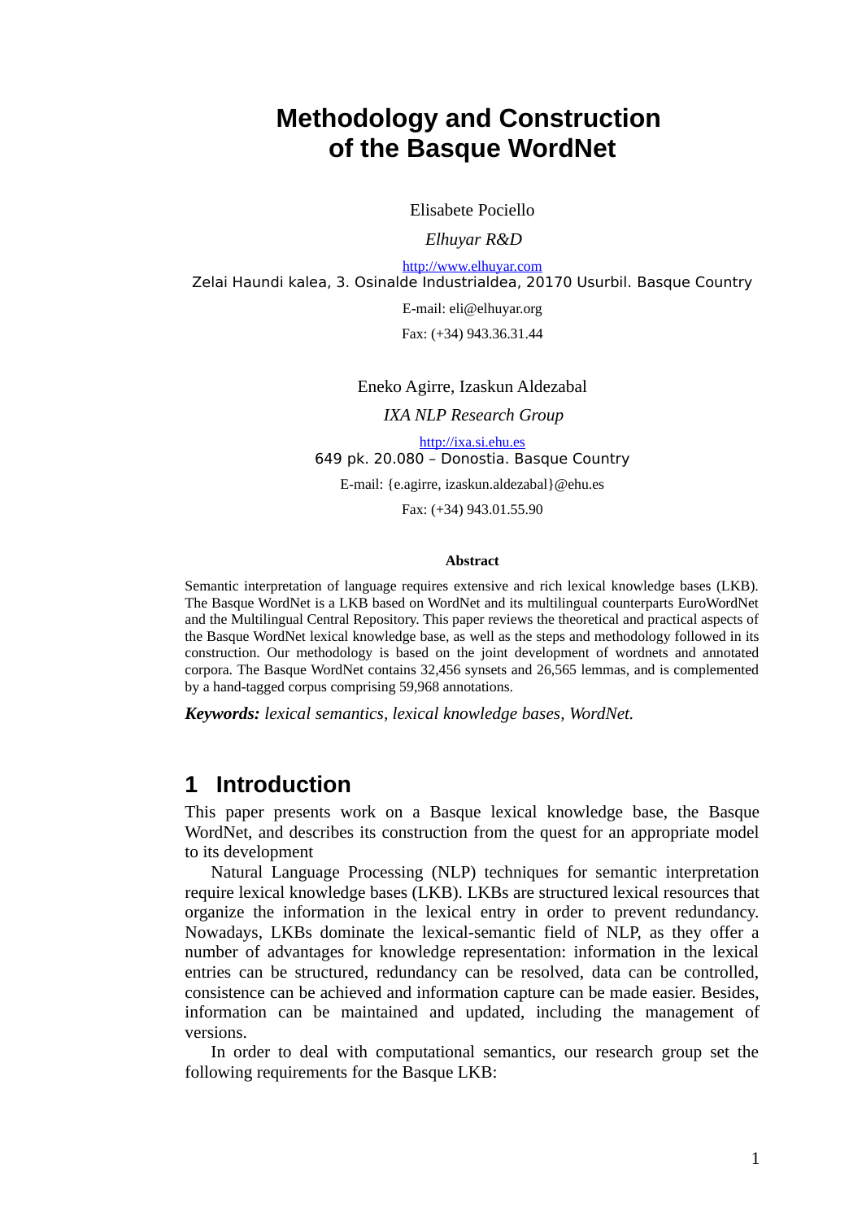# Methodology and Construction of the Basque WordNet

Elisabete Pociello

*Elhuyar R&D*

http://www.elhuyar.com

Zelai Haundi kalea, 3. Osinalde Industrialdea, 20170 Usurbil. Basque Country

E-mail: eli@elhuyar.org

Fax: (+34) 943.36.31.44

Eneko Agirre, Izaskun Aldezabal

*IXA NLP Research Group*

http://ixa.si.ehu.es

649 pk. 20.080 – Donostia. Basque Country

E-mail: {e.agirre, izaskun.aldezabal}@ehu.es

Fax: (+34) 943.01.55.90

**Abstract**

Semantic interpretation of language requires extensive and rich lexical knowledge bases (LKB). The Basque WordNet is a LKB based on WordNet and its multilingual counterparts EuroWordNet and the Multilingual Central Repository. This paper reviews the theoretical and practical aspects of the Basque WordNet lexical knowledge base, as well as the steps and methodology followed in its construction. Our methodology is based on the joint development of wordnets and annotated corpora. The Basque WordNet contains 32,456 synsets and 26,565 lemmas, and is complemented by a hand-tagged corpus comprising 59,968 annotations.

***Keywords:*** *lexical semantics, lexical knowledge bases, WordNet.*

## 1 Introduction

This paper presents work on a Basque lexical knowledge base, the Basque WordNet, and describes its construction from the quest for an appropriate model to its development

Natural Language Processing (NLP) techniques for semantic interpretation require lexical knowledge bases (LKB). LKBs are structured lexical resources that organize the information in the lexical entry in order to prevent redundancy. Nowadays, LKBs dominate the lexical-semantic field of NLP, as they offer a number of advantages for knowledge representation: information in the lexical entries can be structured, redundancy can be resolved, data can be controlled, consistence can be achieved and information capture can be made easier. Besides, information can be maintained and updated, including the management of versions.

In order to deal with computational semantics, our research group set the following requirements for the Basque LKB: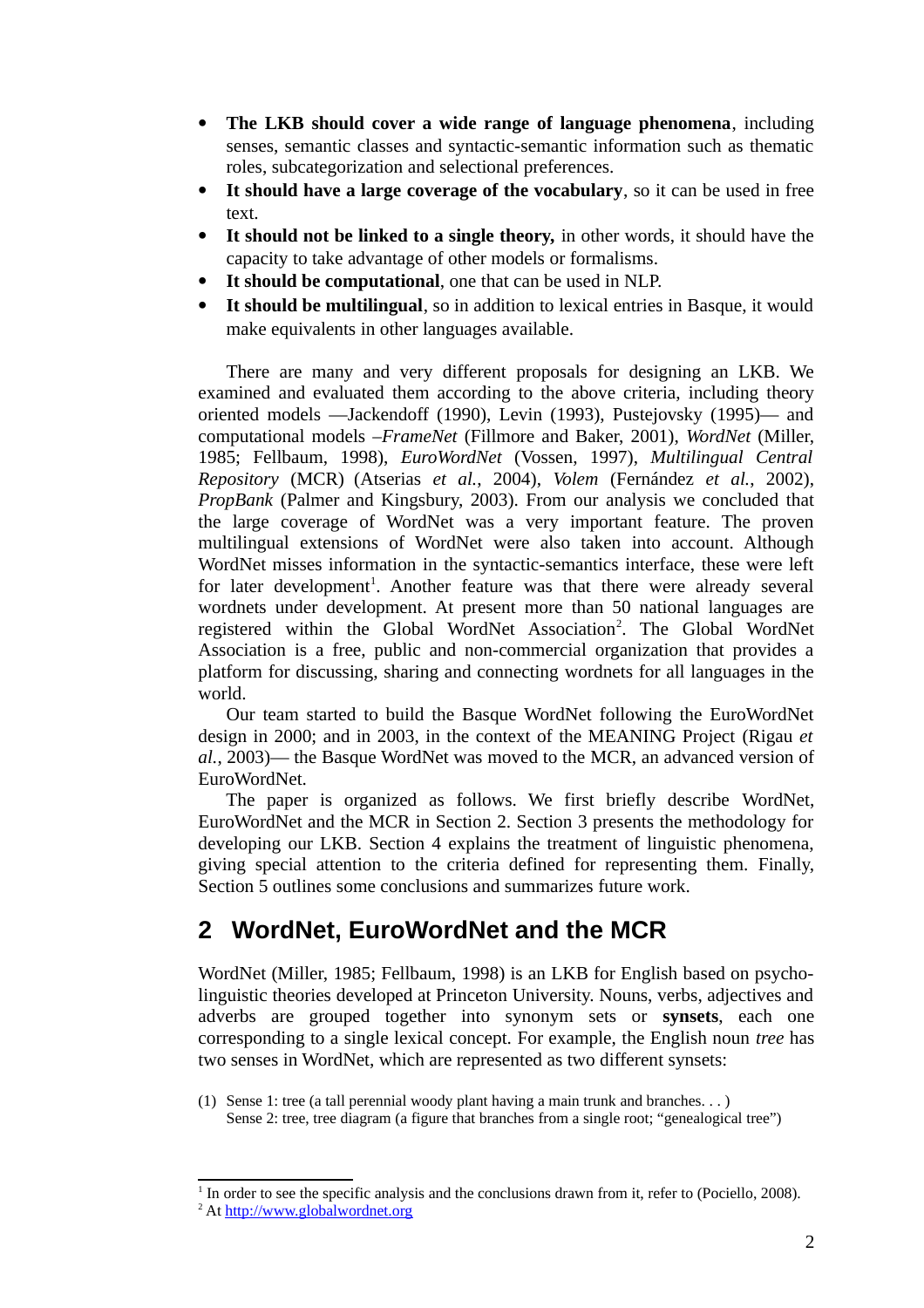- **The LKB should cover a wide range of language phenomena**, including senses, semantic classes and syntactic-semantic information such as thematic roles, subcategorization and selectional preferences.
- **It should have a large coverage of the vocabulary**, so it can be used in free text.
- **It should not be linked to a single theory,** in other words, it should have the capacity to take advantage of other models or formalisms.
- **It should be computational**, one that can be used in NLP.
- **It should be multilingual**, so in addition to lexical entries in Basque, it would make equivalents in other languages available.

There are many and very different proposals for designing an LKB. We examined and evaluated them according to the above criteria, including theory oriented models —Jackendoff (1990), Levin (1993), Pustejovsky (1995)— and computational models –*FrameNet* (Fillmore and Baker, 2001), *WordNet* (Miller, 1985; Fellbaum, 1998), *EuroWordNet* (Vossen, 1997), *Multilingual Central Repository* (MCR) (Atserias *et al.*, 2004), *Volem* (Fernández *et al.*, 2002), *PropBank* (Palmer and Kingsbury, 2003). From our analysis we concluded that the large coverage of WordNet was a very important feature. The proven multilingual extensions of WordNet were also taken into account. Although WordNet misses information in the syntactic-semantics interface, these were left for later development[1]. Another feature was that there were already several wordnets under development. At present more than 50 national languages are registered within the Global WordNet Association[2]. The Global WordNet Association is a free, public and non-commercial organization that provides a platform for discussing, sharing and connecting wordnets for all languages in the world.

Our team started to build the Basque WordNet following the EuroWordNet design in 2000; and in 2003, in the context of the MEANING Project (Rigau *et al.*, 2003)— the Basque WordNet was moved to the MCR, an advanced version of EuroWordNet.

The paper is organized as follows. We first briefly describe WordNet, EuroWordNet and the MCR in Section 2. Section 3 presents the methodology for developing our LKB. Section 4 explains the treatment of linguistic phenomena, giving special attention to the criteria defined for representing them. Finally, Section 5 outlines some conclusions and summarizes future work.

## 2 WordNet, EuroWordNet and the MCR

WordNet (Miller, 1985; Fellbaum, 1998) is an LKB for English based on psycholinguistic theories developed at Princeton University. Nouns, verbs, adjectives and adverbs are grouped together into synonym sets or **synsets**, each one corresponding to a single lexical concept. For example, the English noun *tree* has two senses in WordNet, which are represented as two different synsets:

(1) Sense 1: tree (a tall perennial woody plant having a main trunk and branches. . . )
    Sense 2: tree, tree diagram (a figure that branches from a single root; "genealogical tree")

[1] In order to see the specific analysis and the conclusions drawn from it, refer to (Pociello, 2008).

[2] At http://www.globalwordnet.org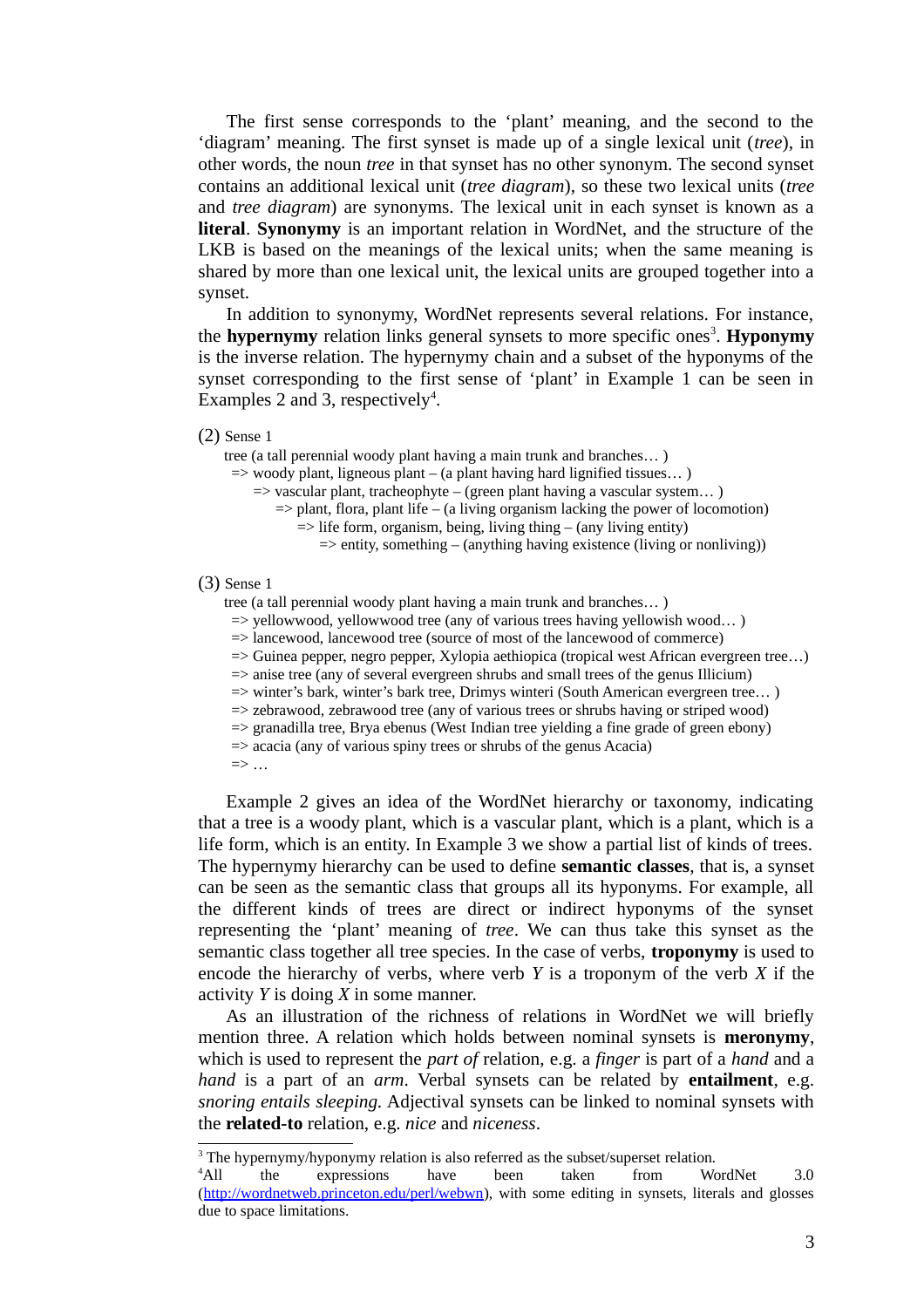The first sense corresponds to the 'plant' meaning, and the second to the 'diagram' meaning. The first synset is made up of a single lexical unit (*tree*), in other words, the noun *tree* in that synset has no other synonym. The second synset contains an additional lexical unit (*tree diagram*), so these two lexical units (*tree* and *tree diagram*) are synonyms. The lexical unit in each synset is known as a **literal**. **Synonymy** is an important relation in WordNet, and the structure of the LKB is based on the meanings of the lexical units; when the same meaning is shared by more than one lexical unit, the lexical units are grouped together into a synset.

In addition to synonymy, WordNet represents several relations. For instance, the **hypernymy** relation links general synsets to more specific ones[3]. **Hyponymy** is the inverse relation. The hypernymy chain and a subset of the hyponyms of the synset corresponding to the first sense of 'plant' in Example 1 can be seen in Examples 2 and 3, respectively[4].

(2) Sense 1

tree (a tall perennial woody plant having a main trunk and branches… )
=> woody plant, ligneous plant – (a plant having hard lignified tissues… )
=> vascular plant, tracheophyte – (green plant having a vascular system… )
=> plant, flora, plant life – (a living organism lacking the power of locomotion)
=> life form, organism, being, living thing – (any living entity)
=> entity, something – (anything having existence (living or nonliving))

(3) Sense 1

tree (a tall perennial woody plant having a main trunk and branches… )
=> yellowwood, yellowwood tree (any of various trees having yellowish wood… )
=> lancewood, lancewood tree (source of most of the lancewood of commerce)
=> Guinea pepper, negro pepper, Xylopia aethiopica (tropical west African evergreen tree…)
=> anise tree (any of several evergreen shrubs and small trees of the genus Illicium)
=> winter's bark, winter's bark tree, Drimys winteri (South American evergreen tree… )
=> zebrawood, zebrawood tree (any of various trees or shrubs having or striped wood)
=> granadilla tree, Brya ebenus (West Indian tree yielding a fine grade of green ebony)
=> acacia (any of various spiny trees or shrubs of the genus Acacia)
=> …

Example 2 gives an idea of the WordNet hierarchy or taxonomy, indicating that a tree is a woody plant, which is a vascular plant, which is a plant, which is a life form, which is an entity. In Example 3 we show a partial list of kinds of trees. The hypernymy hierarchy can be used to define **semantic classes**, that is, a synset can be seen as the semantic class that groups all its hyponyms. For example, all the different kinds of trees are direct or indirect hyponyms of the synset representing the 'plant' meaning of *tree*. We can thus take this synset as the semantic class together all tree species. In the case of verbs, **troponymy** is used to encode the hierarchy of verbs, where verb *Y* is a troponym of the verb *X* if the activity *Y* is doing *X* in some manner.

As an illustration of the richness of relations in WordNet we will briefly mention three. A relation which holds between nominal synsets is **meronymy**, which is used to represent the *part of* relation, e.g. a *finger* is part of a *hand* and a *hand* is a part of an *arm*. Verbal synsets can be related by **entailment**, e.g. *snoring entails sleeping*. Adjectival synsets can be linked to nominal synsets with the **related-to** relation, e.g. *nice* and *niceness*.

---

[3] The hypernymy/hyponymy relation is also referred as the subset/superset relation.

[4] All the expressions have been taken from WordNet 3.0 (http://wordnetweb.princeton.edu/perl/webwn), with some editing in synsets, literals and glosses due to space limitations.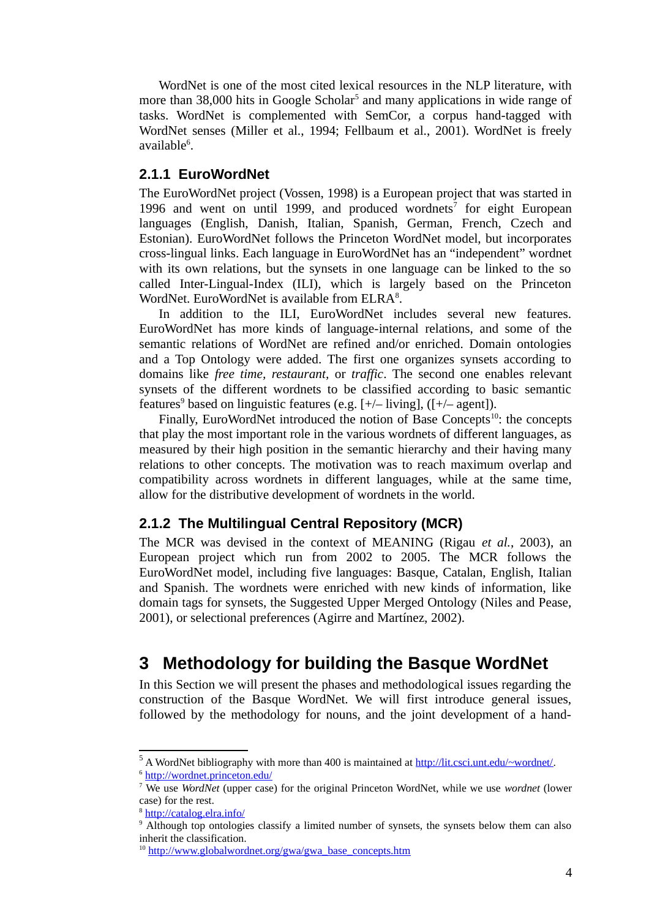WordNet is one of the most cited lexical resources in the NLP literature, with more than 38,000 hits in Google Scholar[5] and many applications in wide range of tasks. WordNet is complemented with SemCor, a corpus hand-tagged with WordNet senses (Miller et al., 1994; Fellbaum et al., 2001). WordNet is freely available[6].

### 2.1.1 EuroWordNet

The EuroWordNet project (Vossen, 1998) is a European project that was started in 1996 and went on until 1999, and produced wordnets[7] for eight European languages (English, Danish, Italian, Spanish, German, French, Czech and Estonian). EuroWordNet follows the Princeton WordNet model, but incorporates cross-lingual links. Each language in EuroWordNet has an "independent" wordnet with its own relations, but the synsets in one language can be linked to the so called Inter-Lingual-Index (ILI), which is largely based on the Princeton WordNet. EuroWordNet is available from ELRA[8].

In addition to the ILI, EuroWordNet includes several new features. EuroWordNet has more kinds of language-internal relations, and some of the semantic relations of WordNet are refined and/or enriched. Domain ontologies and a Top Ontology were added. The first one organizes synsets according to domains like *free time*, *restaurant*, or *traffic*. The second one enables relevant synsets of the different wordnets to be classified according to basic semantic features[9] based on linguistic features (e.g. [+/– living], ([+/– agent]).

Finally, EuroWordNet introduced the notion of Base Concepts[10]: the concepts that play the most important role in the various wordnets of different languages, as measured by their high position in the semantic hierarchy and their having many relations to other concepts. The motivation was to reach maximum overlap and compatibility across wordnets in different languages, while at the same time, allow for the distributive development of wordnets in the world.

### 2.1.2 The Multilingual Central Repository (MCR)

The MCR was devised in the context of MEANING (Rigau *et al.*, 2003), an European project which run from 2002 to 2005. The MCR follows the EuroWordNet model, including five languages: Basque, Catalan, English, Italian and Spanish. The wordnets were enriched with new kinds of information, like domain tags for synsets, the Suggested Upper Merged Ontology (Niles and Pease, 2001), or selectional preferences (Agirre and Martínez, 2002).

# 3 Methodology for building the Basque WordNet

In this Section we will present the phases and methodological issues regarding the construction of the Basque WordNet. We will first introduce general issues, followed by the methodology for nouns, and the joint development of a hand-

---

[5] A WordNet bibliography with more than 400 is maintained at http://lit.csci.unt.edu/~wordnet/.

[6] http://wordnet.princeton.edu/

[7] We use *WordNet* (upper case) for the original Princeton WordNet, while we use *wordnet* (lower case) for the rest.

[8] http://catalog.elra.info/

[9] Although top ontologies classify a limited number of synsets, the synsets below them can also inherit the classification.

[10] http://www.globalwordnet.org/gwa/gwa_base_concepts.htm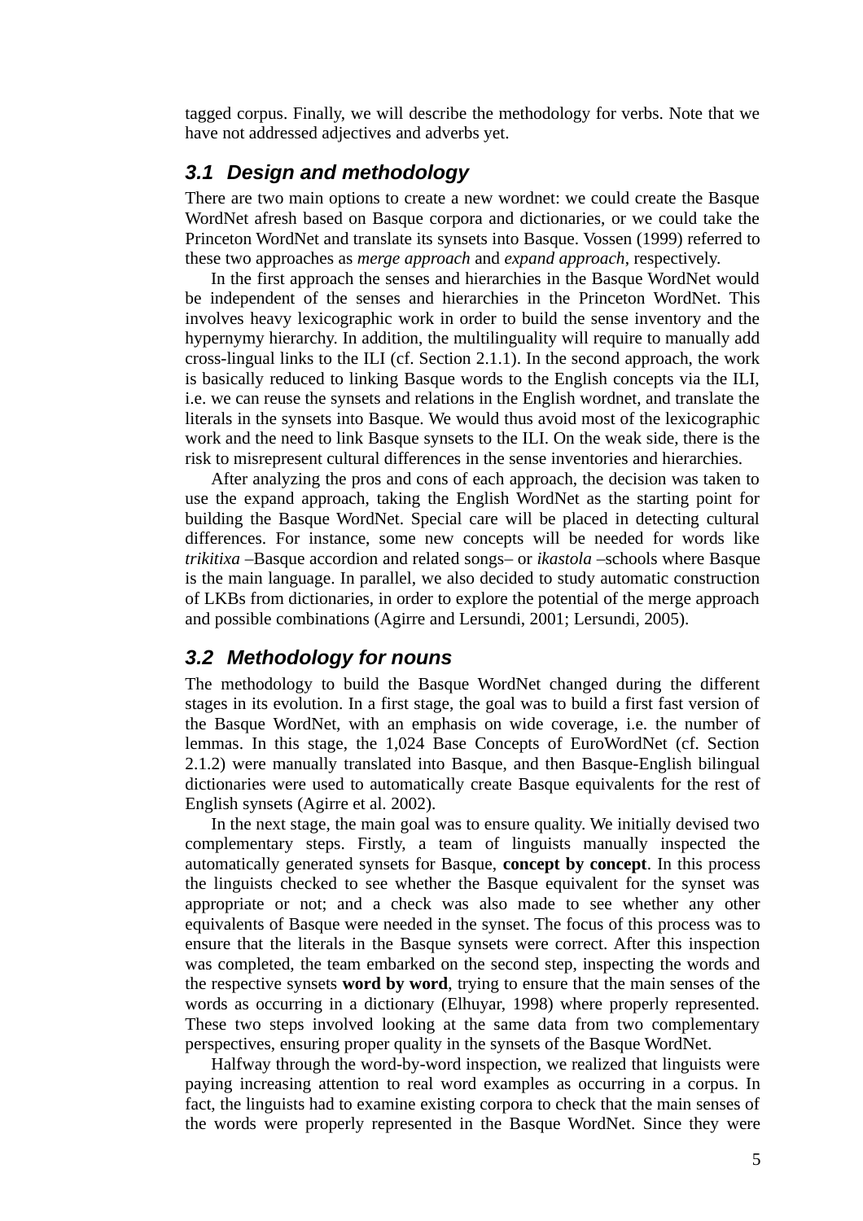tagged corpus. Finally, we will describe the methodology for verbs. Note that we have not addressed adjectives and adverbs yet.

### 3.1 Design and methodology

There are two main options to create a new wordnet: we could create the Basque WordNet afresh based on Basque corpora and dictionaries, or we could take the Princeton WordNet and translate its synsets into Basque. Vossen (1999) referred to these two approaches as *merge approach* and *expand approach*, respectively.

In the first approach the senses and hierarchies in the Basque WordNet would be independent of the senses and hierarchies in the Princeton WordNet. This involves heavy lexicographic work in order to build the sense inventory and the hypernymy hierarchy. In addition, the multilinguality will require to manually add cross-lingual links to the ILI (cf. Section 2.1.1). In the second approach, the work is basically reduced to linking Basque words to the English concepts via the ILI, i.e. we can reuse the synsets and relations in the English wordnet, and translate the literals in the synsets into Basque. We would thus avoid most of the lexicographic work and the need to link Basque synsets to the ILI. On the weak side, there is the risk to misrepresent cultural differences in the sense inventories and hierarchies.

After analyzing the pros and cons of each approach, the decision was taken to use the expand approach, taking the English WordNet as the starting point for building the Basque WordNet. Special care will be placed in detecting cultural differences. For instance, some new concepts will be needed for words like *trikitixa* –Basque accordion and related songs– or *ikastola* –schools where Basque is the main language. In parallel, we also decided to study automatic construction of LKBs from dictionaries, in order to explore the potential of the merge approach and possible combinations (Agirre and Lersundi, 2001; Lersundi, 2005).

### 3.2 Methodology for nouns

The methodology to build the Basque WordNet changed during the different stages in its evolution. In a first stage, the goal was to build a first fast version of the Basque WordNet, with an emphasis on wide coverage, i.e. the number of lemmas. In this stage, the 1,024 Base Concepts of EuroWordNet (cf. Section 2.1.2) were manually translated into Basque, and then Basque-English bilingual dictionaries were used to automatically create Basque equivalents for the rest of English synsets (Agirre et al. 2002).

In the next stage, the main goal was to ensure quality. We initially devised two complementary steps. Firstly, a team of linguists manually inspected the automatically generated synsets for Basque, **concept by concept**. In this process the linguists checked to see whether the Basque equivalent for the synset was appropriate or not; and a check was also made to see whether any other equivalents of Basque were needed in the synset. The focus of this process was to ensure that the literals in the Basque synsets were correct. After this inspection was completed, the team embarked on the second step, inspecting the words and the respective synsets **word by word**, trying to ensure that the main senses of the words as occurring in a dictionary (Elhuyar, 1998) where properly represented. These two steps involved looking at the same data from two complementary perspectives, ensuring proper quality in the synsets of the Basque WordNet.

Halfway through the word-by-word inspection, we realized that linguists were paying increasing attention to real word examples as occurring in a corpus. In fact, the linguists had to examine existing corpora to check that the main senses of the words were properly represented in the Basque WordNet. Since they were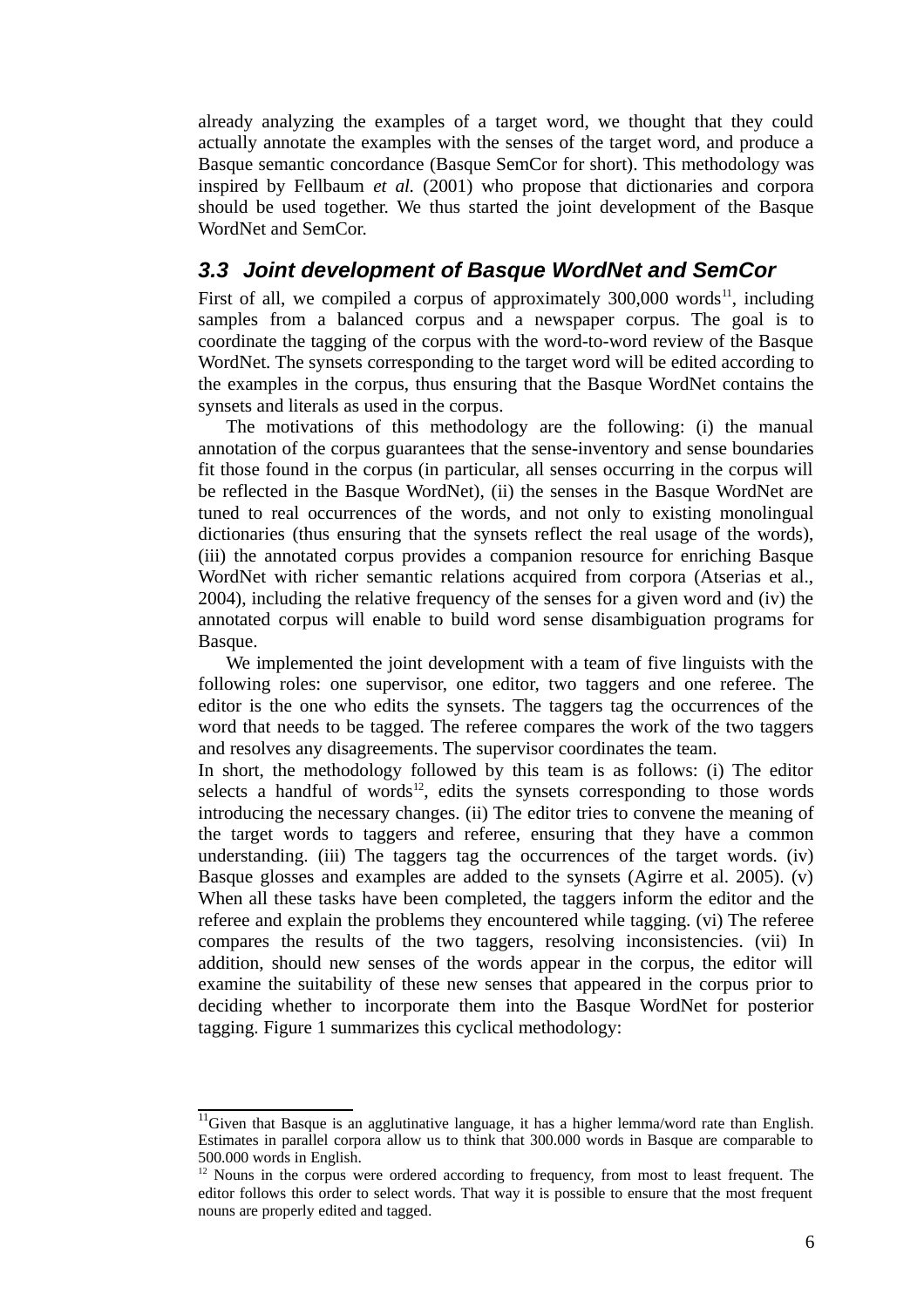already analyzing the examples of a target word, we thought that they could actually annotate the examples with the senses of the target word, and produce a Basque semantic concordance (Basque SemCor for short). This methodology was inspired by Fellbaum *et al.* (2001) who propose that dictionaries and corpora should be used together. We thus started the joint development of the Basque WordNet and SemCor.

### 3.3 Joint development of Basque WordNet and SemCor

First of all, we compiled a corpus of approximately 300,000 words[11], including samples from a balanced corpus and a newspaper corpus. The goal is to coordinate the tagging of the corpus with the word-to-word review of the Basque WordNet. The synsets corresponding to the target word will be edited according to the examples in the corpus, thus ensuring that the Basque WordNet contains the synsets and literals as used in the corpus.

The motivations of this methodology are the following: (i) the manual annotation of the corpus guarantees that the sense-inventory and sense boundaries fit those found in the corpus (in particular, all senses occurring in the corpus will be reflected in the Basque WordNet), (ii) the senses in the Basque WordNet are tuned to real occurrences of the words, and not only to existing monolingual dictionaries (thus ensuring that the synsets reflect the real usage of the words), (iii) the annotated corpus provides a companion resource for enriching Basque WordNet with richer semantic relations acquired from corpora (Atserias et al., 2004), including the relative frequency of the senses for a given word and (iv) the annotated corpus will enable to build word sense disambiguation programs for Basque.

We implemented the joint development with a team of five linguists with the following roles: one supervisor, one editor, two taggers and one referee. The editor is the one who edits the synsets. The taggers tag the occurrences of the word that needs to be tagged. The referee compares the work of the two taggers and resolves any disagreements. The supervisor coordinates the team.

In short, the methodology followed by this team is as follows: (i) The editor selects a handful of words[12], edits the synsets corresponding to those words introducing the necessary changes. (ii) The editor tries to convene the meaning of the target words to taggers and referee, ensuring that they have a common understanding. (iii) The taggers tag the occurrences of the target words. (iv) Basque glosses and examples are added to the synsets (Agirre et al. 2005). (v) When all these tasks have been completed, the taggers inform the editor and the referee and explain the problems they encountered while tagging. (vi) The referee compares the results of the two taggers, resolving inconsistencies. (vii) In addition, should new senses of the words appear in the corpus, the editor will examine the suitability of these new senses that appeared in the corpus prior to deciding whether to incorporate them into the Basque WordNet for posterior tagging. Figure 1 summarizes this cyclical methodology:

---

[11] Given that Basque is an agglutinative language, it has a higher lemma/word rate than English. Estimates in parallel corpora allow us to think that 300.000 words in Basque are comparable to 500.000 words in English.

[12] Nouns in the corpus were ordered according to frequency, from most to least frequent. The editor follows this order to select words. That way it is possible to ensure that the most frequent nouns are properly edited and tagged.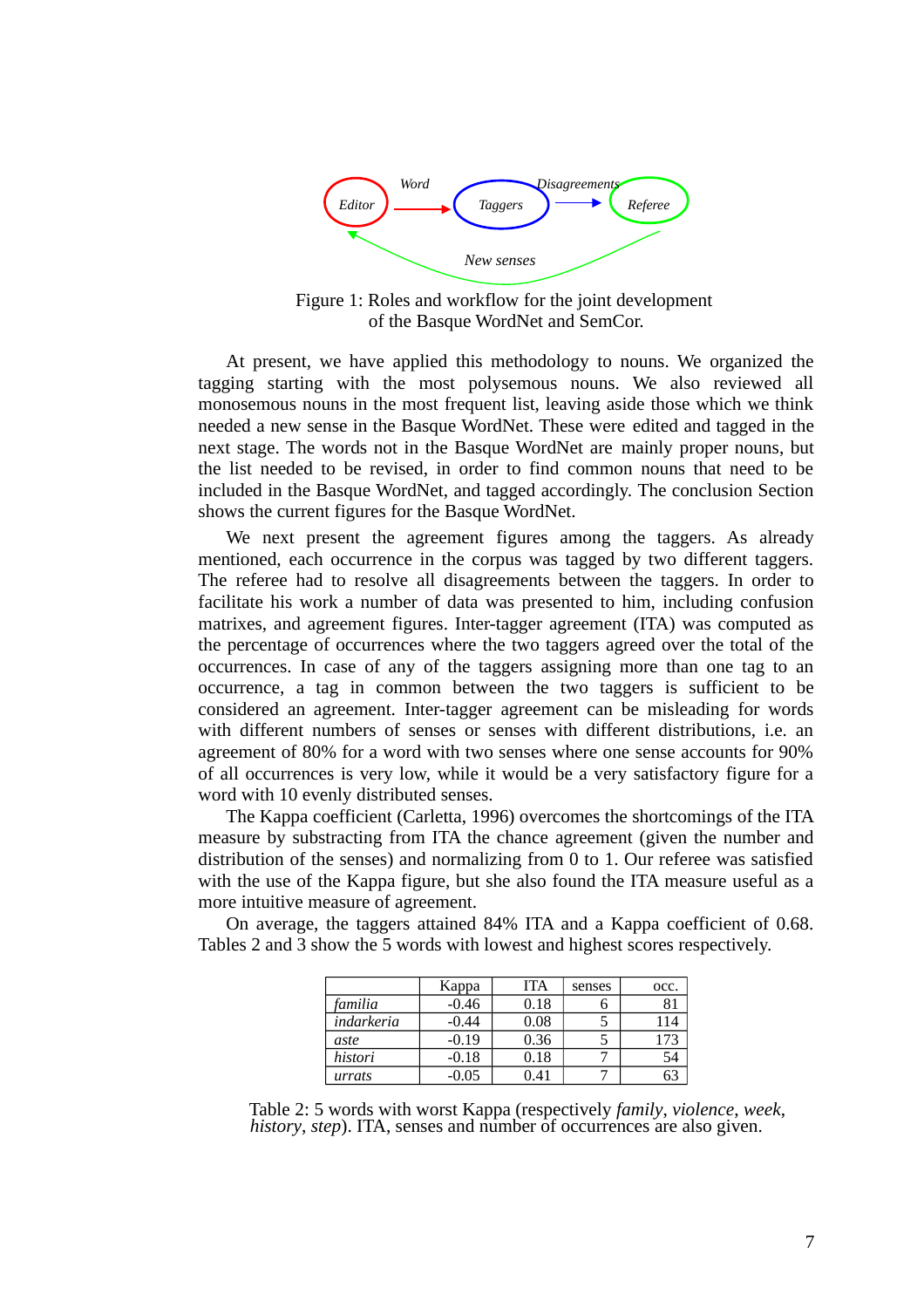Word

Editor

Taggers

Disagreements

Referee

New senses

Figure 1: Roles and workflow for the joint development of the Basque WordNet and SemCor.

At present, we have applied this methodology to nouns. We organized the tagging starting with the most polysemous nouns. We also reviewed all monosemous nouns in the most frequent list, leaving aside those which we think needed a new sense in the Basque WordNet. These were edited and tagged in the next stage. The words not in the Basque WordNet are mainly proper nouns, but the list needed to be revised, in order to find common nouns that need to be included in the Basque WordNet, and tagged accordingly. The conclusion Section shows the current figures for the Basque WordNet.

We next present the agreement figures among the taggers. As already mentioned, each occurrence in the corpus was tagged by two different taggers. The referee had to resolve all disagreements between the taggers. In order to facilitate his work a number of data was presented to him, including confusion matrixes, and agreement figures. Inter-tagger agreement (ITA) was computed as the percentage of occurrences where the two taggers agreed over the total of the occurrences. In case of any of the taggers assigning more than one tag to an occurrence, a tag in common between the two taggers is sufficient to be considered an agreement. Inter-tagger agreement can be misleading for words with different numbers of senses or senses with different distributions, i.e. an agreement of 80% for a word with two senses where one sense accounts for 90% of all occurrences is very low, while it would be a very satisfactory figure for a word with 10 evenly distributed senses.

The Kappa coefficient (Carletta, 1996) overcomes the shortcomings of the ITA measure by substracting from ITA the chance agreement (given the number and distribution of the senses) and normalizing from 0 to 1. Our referee was satisfied with the use of the Kappa figure, but she also found the ITA measure useful as a more intuitive measure of agreement.

On average, the taggers attained 84% ITA and a Kappa coefficient of 0.68. Tables 2 and 3 show the 5 words with lowest and highest scores respectively.

| | Kappa | ITA | senses | occ. |
|---|---|---|---|---|
| *familia* | -0.46 | 0.18 | 6 | 81 |
| *indarkeria* | -0.44 | 0.08 | 5 | 114 |
| *aste* | -0.19 | 0.36 | 5 | 173 |
| *histori* | -0.18 | 0.18 | 7 | 54 |
| *urrats* | -0.05 | 0.41 | 7 | 63 |

Table 2: 5 words with worst Kappa (respectively *family*, *violence*, *week*, *history*, *step*). ITA, senses and number of occurrences are also given.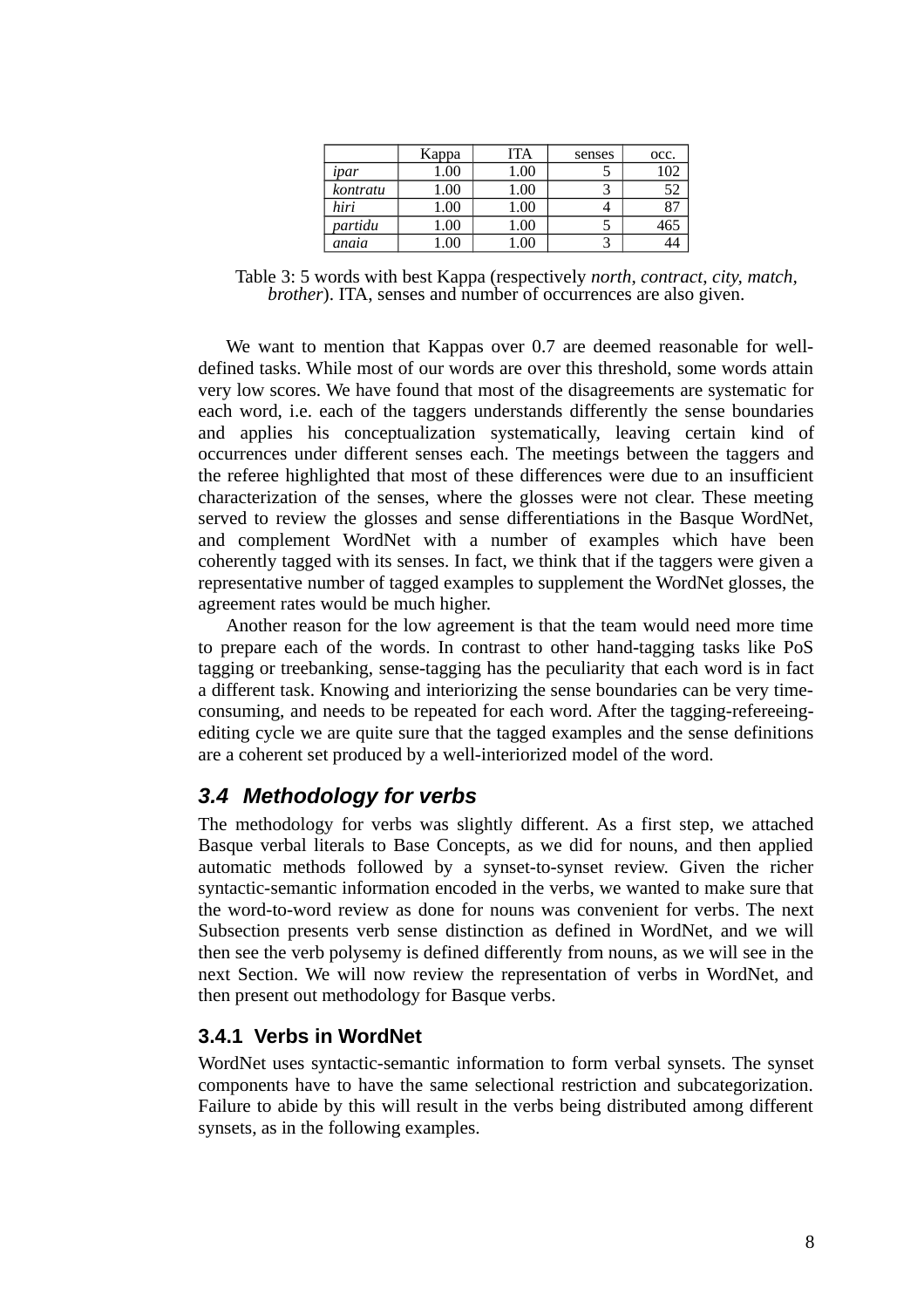|  | Kappa | ITA | senses | occ. |
|---|---|---|---|---|
| *ipar* | 1.00 | 1.00 | 5 | 102 |
| *kontratu* | 1.00 | 1.00 | 3 | 52 |
| *hiri* | 1.00 | 1.00 | 4 | 87 |
| *partidu* | 1.00 | 1.00 | 5 | 465 |
| *anaia* | 1.00 | 1.00 | 3 | 44 |

Table 3: 5 words with best Kappa (respectively *north*, *contract*, *city*, *match*, *brother*). ITA, senses and number of occurrences are also given.

We want to mention that Kappas over 0.7 are deemed reasonable for well-defined tasks. While most of our words are over this threshold, some words attain very low scores. We have found that most of the disagreements are systematic for each word, i.e. each of the taggers understands differently the sense boundaries and applies his conceptualization systematically, leaving certain kind of occurrences under different senses each. The meetings between the taggers and the referee highlighted that most of these differences were due to an insufficient characterization of the senses, where the glosses were not clear. These meeting served to review the glosses and sense differentiations in the Basque WordNet, and complement WordNet with a number of examples which have been coherently tagged with its senses. In fact, we think that if the taggers were given a representative number of tagged examples to supplement the WordNet glosses, the agreement rates would be much higher.

Another reason for the low agreement is that the team would need more time to prepare each of the words. In contrast to other hand-tagging tasks like PoS tagging or treebanking, sense-tagging has the peculiarity that each word is in fact a different task. Knowing and interiorizing the sense boundaries can be very time-consuming, and needs to be repeated for each word. After the tagging-refereeing-editing cycle we are quite sure that the tagged examples and the sense definitions are a coherent set produced by a well-interiorized model of the word.

### 3.4 Methodology for verbs

The methodology for verbs was slightly different. As a first step, we attached Basque verbal literals to Base Concepts, as we did for nouns, and then applied automatic methods followed by a synset-to-synset review. Given the richer syntactic-semantic information encoded in the verbs, we wanted to make sure that the word-to-word review as done for nouns was convenient for verbs. The next Subsection presents verb sense distinction as defined in WordNet, and we will then see the verb polysemy is defined differently from nouns, as we will see in the next Section. We will now review the representation of verbs in WordNet, and then present out methodology for Basque verbs.

#### 3.4.1 Verbs in WordNet

WordNet uses syntactic-semantic information to form verbal synsets. The synset components have to have the same selectional restriction and subcategorization. Failure to abide by this will result in the verbs being distributed among different synsets, as in the following examples.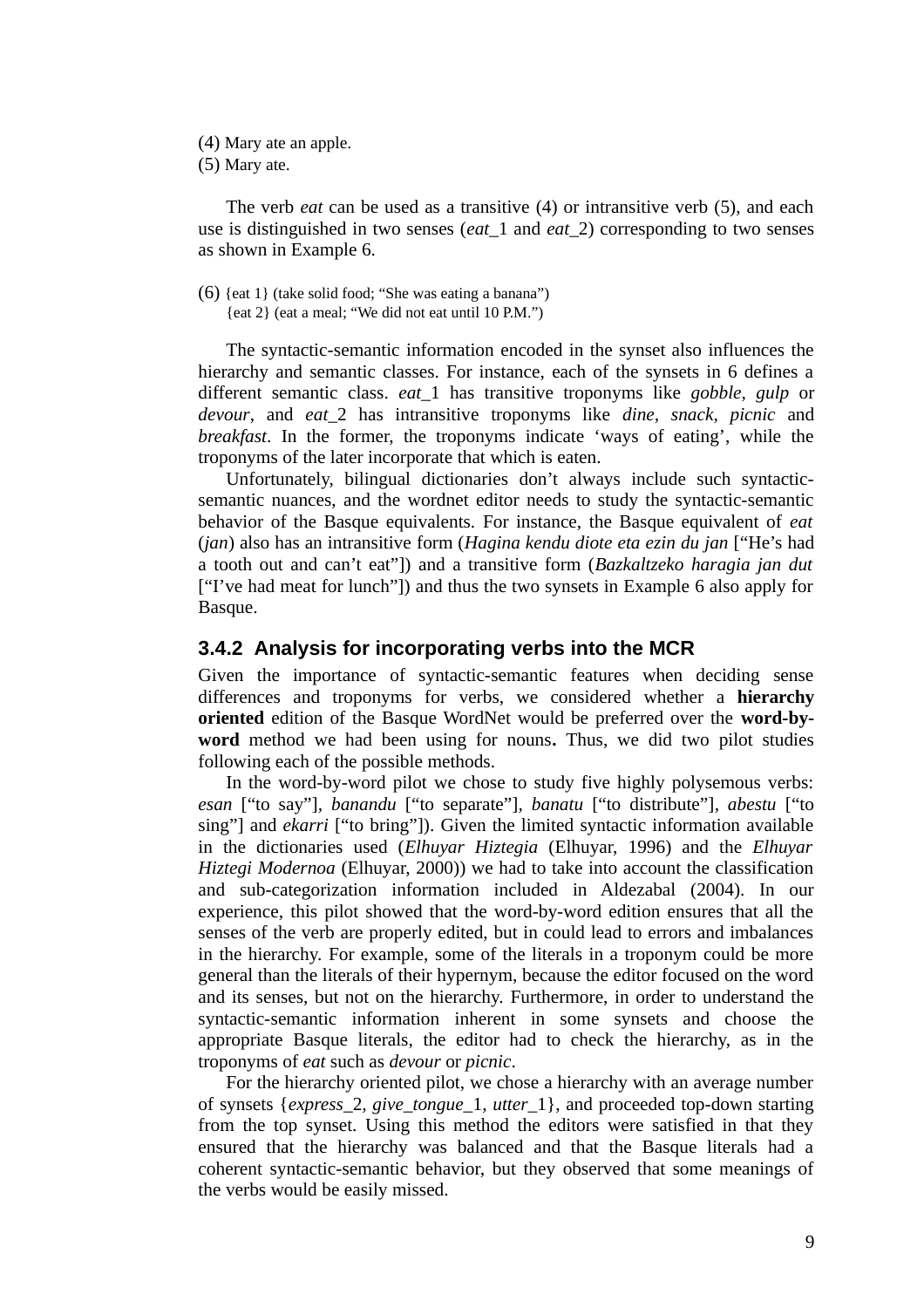(4) Mary ate an apple.
(5) Mary ate.

The verb *eat* can be used as a transitive (4) or intransitive verb (5), and each use is distinguished in two senses (*eat*_1 and *eat*_2) corresponding to two senses as shown in Example 6.

(6) {eat 1} (take solid food; “She was eating a banana”)
{eat 2} (eat a meal; “We did not eat until 10 P.M.”)

The syntactic-semantic information encoded in the synset also influences the hierarchy and semantic classes. For instance, each of the synsets in 6 defines a different semantic class. *eat*_1 has transitive troponyms like *gobble*, *gulp* or *devour*, and *eat*_2 has intransitive troponyms like *dine*, *snack*, *picnic* and *breakfast*. In the former, the troponyms indicate ‘ways of eating’, while the troponyms of the later incorporate that which is eaten.

Unfortunately, bilingual dictionaries don’t always include such syntactic-semantic nuances, and the wordnet editor needs to study the syntactic-semantic behavior of the Basque equivalents. For instance, the Basque equivalent of *eat* (*jan*) also has an intransitive form (*Hagina kendu diote eta ezin du jan* [“He’s had a tooth out and can’t eat”]) and a transitive form (*Bazkaltzeko haragia jan dut* [“I’ve had meat for lunch”]) and thus the two synsets in Example 6 also apply for Basque.

### 3.4.2 Analysis for incorporating verbs into the MCR

Given the importance of syntactic-semantic features when deciding sense differences and troponyms for verbs, we considered whether a **hierarchy oriented** edition of the Basque WordNet would be preferred over the **word-by-word** method we had been using for nouns**.** Thus, we did two pilot studies following each of the possible methods.

In the word-by-word pilot we chose to study five highly polysemous verbs: *esan* [“to say”], *banandu* [“to separate”], *banatu* [“to distribute”], *abestu* [“to sing”] and *ekarri* [“to bring”]). Given the limited syntactic information available in the dictionaries used (*Elhuyar Hiztegia* (Elhuyar, 1996) and the *Elhuyar Hiztegi Modernoa* (Elhuyar, 2000)) we had to take into account the classification and sub-categorization information included in Aldezabal (2004). In our experience, this pilot showed that the word-by-word edition ensures that all the senses of the verb are properly edited, but in could lead to errors and imbalances in the hierarchy. For example, some of the literals in a troponym could be more general than the literals of their hypernym, because the editor focused on the word and its senses, but not on the hierarchy. Furthermore, in order to understand the syntactic-semantic information inherent in some synsets and choose the appropriate Basque literals, the editor had to check the hierarchy, as in the troponyms of *eat* such as *devour* or *picnic*.

For the hierarchy oriented pilot, we chose a hierarchy with an average number of synsets {*express*_2, *give_tongue*_1, *utter*_1}, and proceeded top-down starting from the top synset. Using this method the editors were satisfied in that they ensured that the hierarchy was balanced and that the Basque literals had a coherent syntactic-semantic behavior, but they observed that some meanings of the verbs would be easily missed.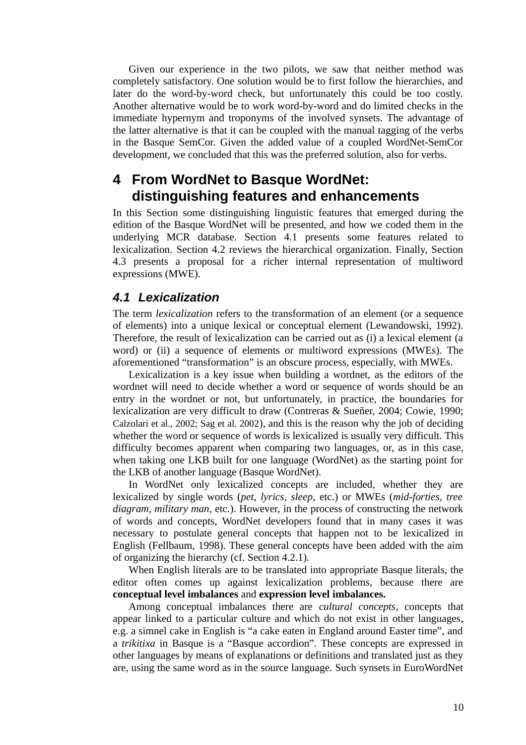Given our experience in the two pilots, we saw that neither method was completely satisfactory. One solution would be to first follow the hierarchies, and later do the word-by-word check, but unfortunately this could be too costly. Another alternative would be to work word-by-word and do limited checks in the immediate hypernym and troponyms of the involved synsets. The advantage of the latter alternative is that it can be coupled with the manual tagging of the verbs in the Basque SemCor. Given the added value of a coupled WordNet-SemCor development, we concluded that this was the preferred solution, also for verbs.

## 4 From WordNet to Basque WordNet: distinguishing features and enhancements

In this Section some distinguishing linguistic features that emerged during the edition of the Basque WordNet will be presented, and how we coded them in the underlying MCR database. Section 4.1 presents some features related to lexicalization. Section 4.2 reviews the hierarchical organization. Finally, Section 4.3 presents a proposal for a richer internal representation of multiword expressions (MWE).

### *4.1 Lexicalization*

The term *lexicalization* refers to the transformation of an element (or a sequence of elements) into a unique lexical or conceptual element (Lewandowski, 1992). Therefore, the result of lexicalization can be carried out as (i) a lexical element (a word) or (ii) a sequence of elements or multiword expressions (MWEs). The aforementioned "transformation" is an obscure process, especially, with MWEs.

Lexicalization is a key issue when building a wordnet, as the editors of the wordnet will need to decide whether a word or sequence of words should be an entry in the wordnet or not, but unfortunately, in practice, the boundaries for lexicalization are very difficult to draw (Contreras & Sueñer, 2004; Cowie, 1990; Calzolari et al., 2002; Sag et al. 2002), and this is the reason why the job of deciding whether the word or sequence of words is lexicalized is usually very difficult. This difficulty becomes apparent when comparing two languages, or, as in this case, when taking one LKB built for one language (WordNet) as the starting point for the LKB of another language (Basque WordNet).

In WordNet only lexicalized concepts are included, whether they are lexicalized by single words (*pet*, *lyrics*, *sleep*, etc.) or MWEs (*mid-forties*, *tree diagram*, *military man*, etc.). However, in the process of constructing the network of words and concepts, WordNet developers found that in many cases it was necessary to postulate general concepts that happen not to be lexicalized in English (Fellbaum, 1998). These general concepts have been added with the aim of organizing the hierarchy (cf. Section 4.2.1).

When English literals are to be translated into appropriate Basque literals, the editor often comes up against lexicalization problems, because there are **conceptual level imbalances** and **expression level imbalances.**

Among conceptual imbalances there are *cultural concepts*, concepts that appear linked to a particular culture and which do not exist in other languages, e.g. a simnel cake in English is "a cake eaten in England around Easter time", and a *trikitixa* in Basque is a "Basque accordion". These concepts are expressed in other languages by means of explanations or definitions and translated just as they are, using the same word as in the source language. Such synsets in EuroWordNet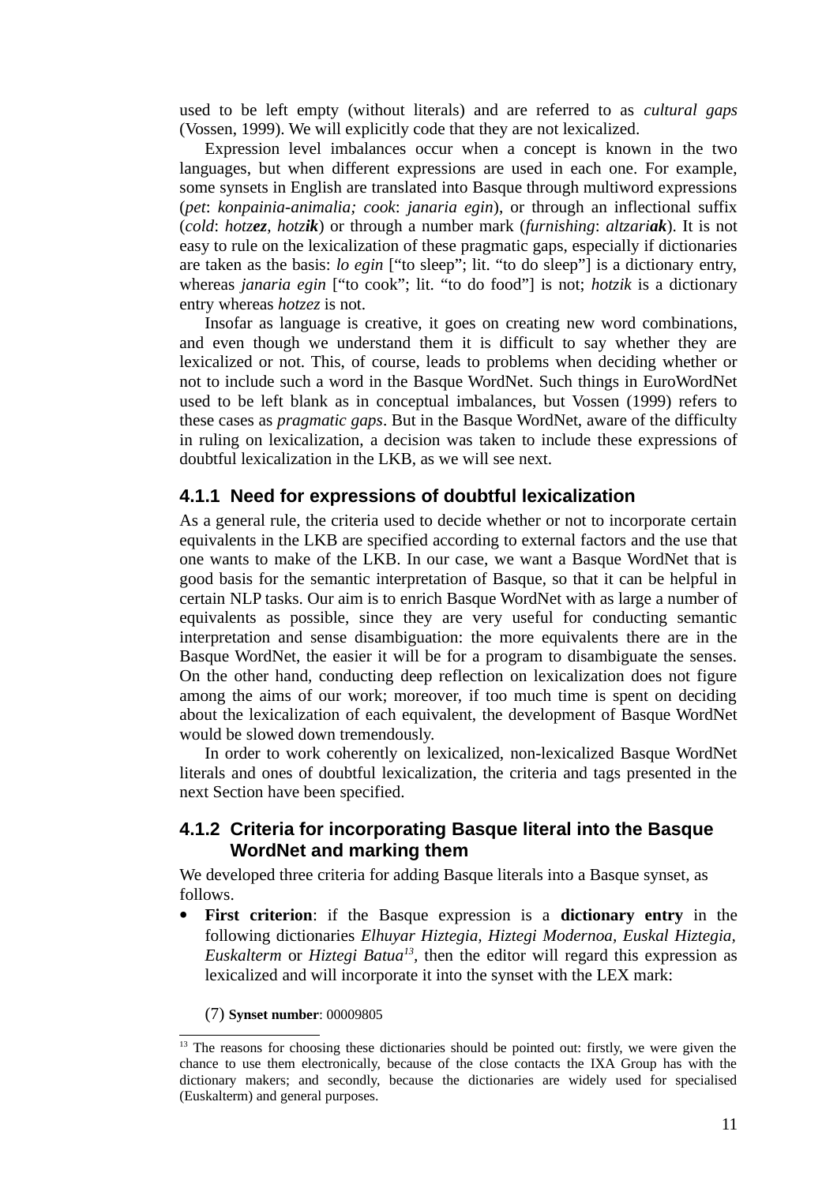used to be left empty (without literals) and are referred to as *cultural gaps* (Vossen, 1999). We will explicitly code that they are not lexicalized.

Expression level imbalances occur when a concept is known in the two languages, but when different expressions are used in each one. For example, some synsets in English are translated into Basque through multiword expressions (*pet*: *konpainia-animalia; cook*: *janaria egin*), or through an inflectional suffix (*cold*: *hotz**ez***, *hotz**ik***) or through a number mark (*furnishing*: *altzari**ak***). It is not easy to rule on the lexicalization of these pragmatic gaps, especially if dictionaries are taken as the basis: *lo egin* ["to sleep"; lit. "to do sleep"] is a dictionary entry, whereas *janaria egin* ["to cook"; lit. "to do food"] is not; *hotzik* is a dictionary entry whereas *hotzez* is not.

Insofar as language is creative, it goes on creating new word combinations, and even though we understand them it is difficult to say whether they are lexicalized or not. This, of course, leads to problems when deciding whether or not to include such a word in the Basque WordNet. Such things in EuroWordNet used to be left blank as in conceptual imbalances, but Vossen (1999) refers to these cases as *pragmatic gaps*. But in the Basque WordNet, aware of the difficulty in ruling on lexicalization, a decision was taken to include these expressions of doubtful lexicalization in the LKB, as we will see next.

### 4.1.1 Need for expressions of doubtful lexicalization

As a general rule, the criteria used to decide whether or not to incorporate certain equivalents in the LKB are specified according to external factors and the use that one wants to make of the LKB. In our case, we want a Basque WordNet that is good basis for the semantic interpretation of Basque, so that it can be helpful in certain NLP tasks. Our aim is to enrich Basque WordNet with as large a number of equivalents as possible, since they are very useful for conducting semantic interpretation and sense disambiguation: the more equivalents there are in the Basque WordNet, the easier it will be for a program to disambiguate the senses. On the other hand, conducting deep reflection on lexicalization does not figure among the aims of our work; moreover, if too much time is spent on deciding about the lexicalization of each equivalent, the development of Basque WordNet would be slowed down tremendously.

In order to work coherently on lexicalized, non-lexicalized Basque WordNet literals and ones of doubtful lexicalization, the criteria and tags presented in the next Section have been specified.

### 4.1.2 Criteria for incorporating Basque literal into the Basque WordNet and marking them

We developed three criteria for adding Basque literals into a Basque synset, as follows.

- **First criterion**: if the Basque expression is a **dictionary entry** in the following dictionaries *Elhuyar Hiztegia, Hiztegi Modernoa, Euskal Hiztegia, Euskalterm* or *Hiztegi Batua*[13], then the editor will regard this expression as lexicalized and will incorporate it into the synset with the LEX mark:

(7) **Synset number**: 00009805

[13] The reasons for choosing these dictionaries should be pointed out: firstly, we were given the chance to use them electronically, because of the close contacts the IXA Group has with the dictionary makers; and secondly, because the dictionaries are widely used for specialised (Euskalterm) and general purposes.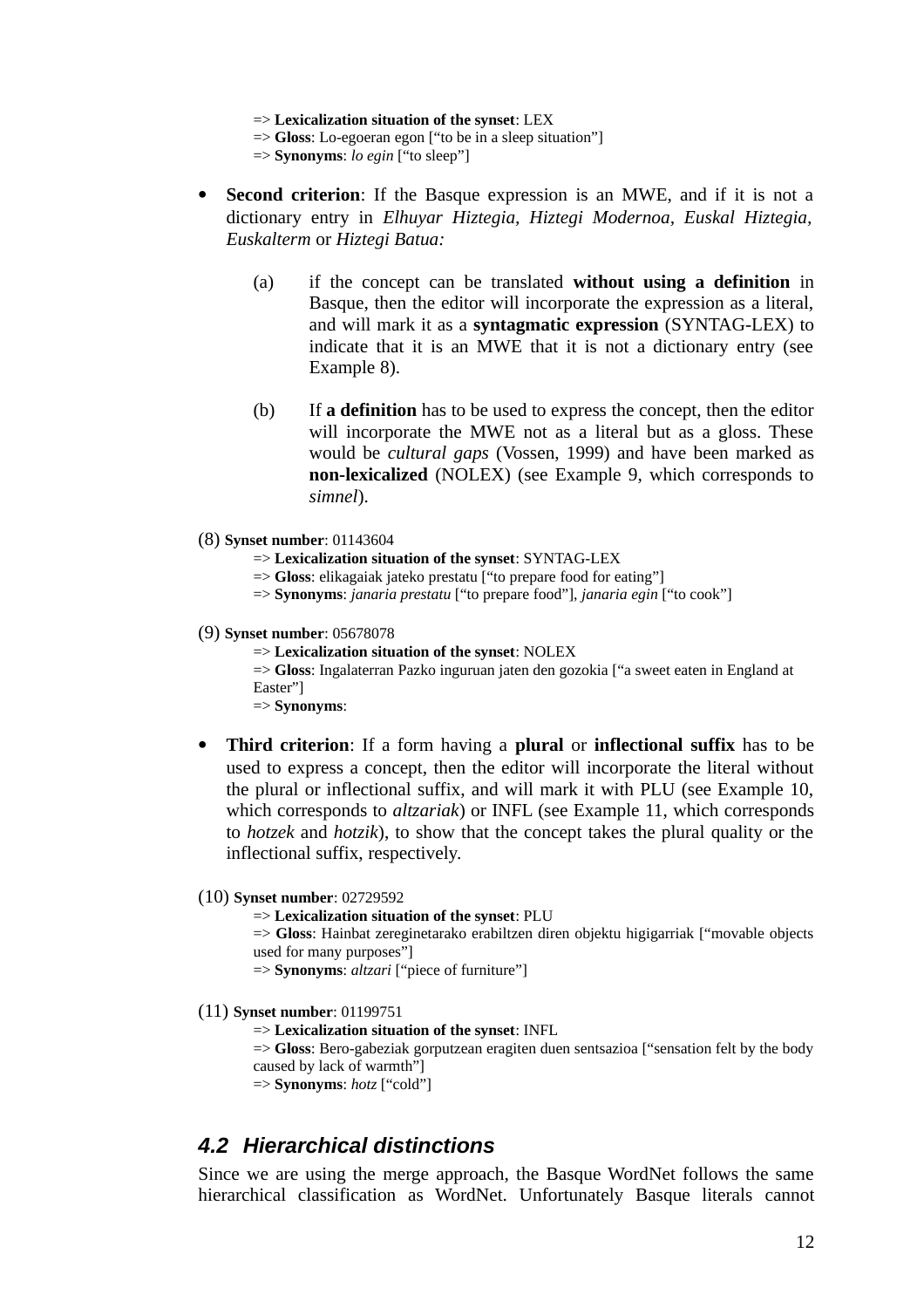=> **Lexicalization situation of the synset**: LEX
=> **Gloss**: Lo-egoeran egon ["to be in a sleep situation"]
=> **Synonyms**: *lo egin* ["to sleep"]

- **Second criterion**: If the Basque expression is an MWE, and if it is not a dictionary entry in *Elhuyar Hiztegia*, *Hiztegi Modernoa*, *Euskal Hiztegia, Euskalterm* or *Hiztegi Batua:*

  (a) if the concept can be translated **without using a definition** in Basque, then the editor will incorporate the expression as a literal, and will mark it as a **syntagmatic expression** (SYNTAG-LEX) to indicate that it is an MWE that it is not a dictionary entry (see Example 8).

  (b) If **a definition** has to be used to express the concept, then the editor will incorporate the MWE not as a literal but as a gloss. These would be *cultural gaps* (Vossen, 1999) and have been marked as **non-lexicalized** (NOLEX) (see Example 9, which corresponds to *simnel*).

(8) **Synset number**: 01143604
=> **Lexicalization situation of the synset**: SYNTAG-LEX
=> **Gloss**: elikagaiak jateko prestatu ["to prepare food for eating"]
=> **Synonyms**: *janaria prestatu* ["to prepare food"], *janaria egin* ["to cook"]

(9) **Synset number**: 05678078
=> **Lexicalization situation of the synset**: NOLEX
=> **Gloss**: Ingalaterran Pazko inguruan jaten den gozokia ["a sweet eaten in England at Easter"]
=> **Synonyms**:

- **Third criterion**: If a form having a **plural** or **inflectional suffix** has to be used to express a concept, then the editor will incorporate the literal without the plural or inflectional suffix, and will mark it with PLU (see Example 10, which corresponds to *altzariak*) or INFL (see Example 11, which corresponds to *hotzek* and *hotzik*), to show that the concept takes the plural quality or the inflectional suffix, respectively.

(10) **Synset number**: 02729592
=> **Lexicalization situation of the synset**: PLU
=> **Gloss**: Hainbat zereginetarako erabiltzen diren objektu higigarriak ["movable objects used for many purposes"]
=> **Synonyms**: *altzari* ["piece of furniture"]

(11) **Synset number**: 01199751
=> **Lexicalization situation of the synset**: INFL
=> **Gloss**: Bero-gabeziak gorputzean eragiten duen sentsazioa ["sensation felt by the body caused by lack of warmth"]
=> **Synonyms**: *hotz* ["cold"]

### 4.2 Hierarchical distinctions

Since we are using the merge approach, the Basque WordNet follows the same hierarchical classification as WordNet. Unfortunately Basque literals cannot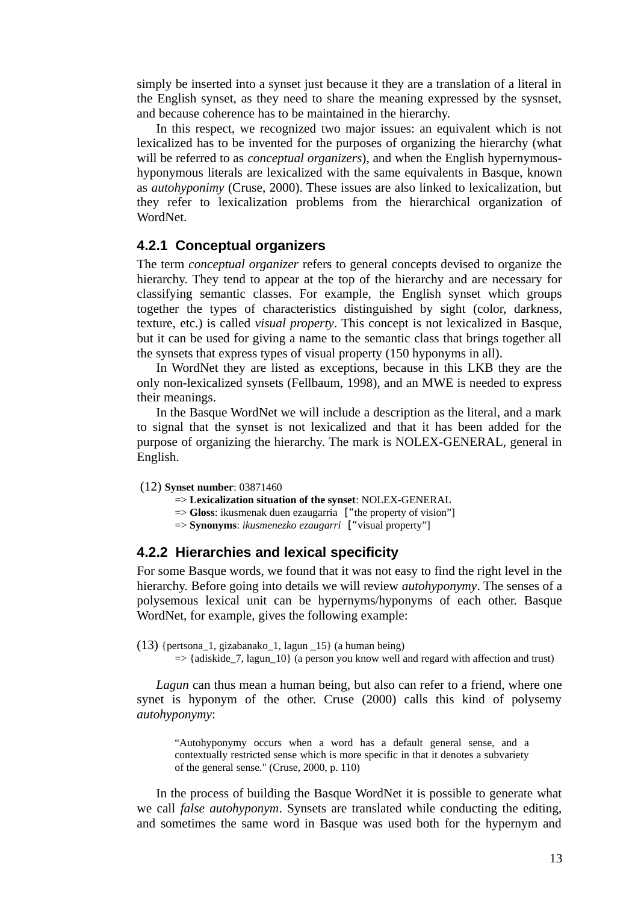simply be inserted into a synset just because it they are a translation of a literal in the English synset, as they need to share the meaning expressed by the sysnset, and because coherence has to be maintained in the hierarchy.

In this respect, we recognized two major issues: an equivalent which is not lexicalized has to be invented for the purposes of organizing the hierarchy (what will be referred to as *conceptual organizers*), and when the English hypernymous-hyponymous literals are lexicalized with the same equivalents in Basque, known as *autohyponimy* (Cruse, 2000). These issues are also linked to lexicalization, but they refer to lexicalization problems from the hierarchical organization of WordNet.

### 4.2.1 Conceptual organizers

The term *conceptual organizer* refers to general concepts devised to organize the hierarchy. They tend to appear at the top of the hierarchy and are necessary for classifying semantic classes. For example, the English synset which groups together the types of characteristics distinguished by sight (color, darkness, texture, etc.) is called *visual property*. This concept is not lexicalized in Basque, but it can be used for giving a name to the semantic class that brings together all the synsets that express types of visual property (150 hyponyms in all).

In WordNet they are listed as exceptions, because in this LKB they are the only non-lexicalized synsets (Fellbaum, 1998), and an MWE is needed to express their meanings.

In the Basque WordNet we will include a description as the literal, and a mark to signal that the synset is not lexicalized and that it has been added for the purpose of organizing the hierarchy. The mark is NOLEX-GENERAL, general in English.

(12) **Synset number**: 03871460
=> **Lexicalization situation of the synset**: NOLEX-GENERAL
=> **Gloss**: ikusmenak duen ezaugarria ["the property of vision"]
=> **Synonyms**: *ikusmenezko ezaugarri* ["visual property"]

### 4.2.2 Hierarchies and lexical specificity

For some Basque words, we found that it was not easy to find the right level in the hierarchy. Before going into details we will review *autohyponymy*. The senses of a polysemous lexical unit can be hypernyms/hyponyms of each other. Basque WordNet, for example, gives the following example:

(13) {pertsona_1, gizabanako_1, lagun _15} (a human being)
=> {adiskide_7, lagun_10} (a person you know well and regard with affection and trust)

*Lagun* can thus mean a human being, but also can refer to a friend, where one synet is hyponym of the other. Cruse (2000) calls this kind of polysemy *autohyponymy*:

> "Autohyponymy occurs when a word has a default general sense, and a contextually restricted sense which is more specific in that it denotes a subvariety of the general sense." (Cruse, 2000, p. 110)

In the process of building the Basque WordNet it is possible to generate what we call *false autohyponym*. Synsets are translated while conducting the editing, and sometimes the same word in Basque was used both for the hypernym and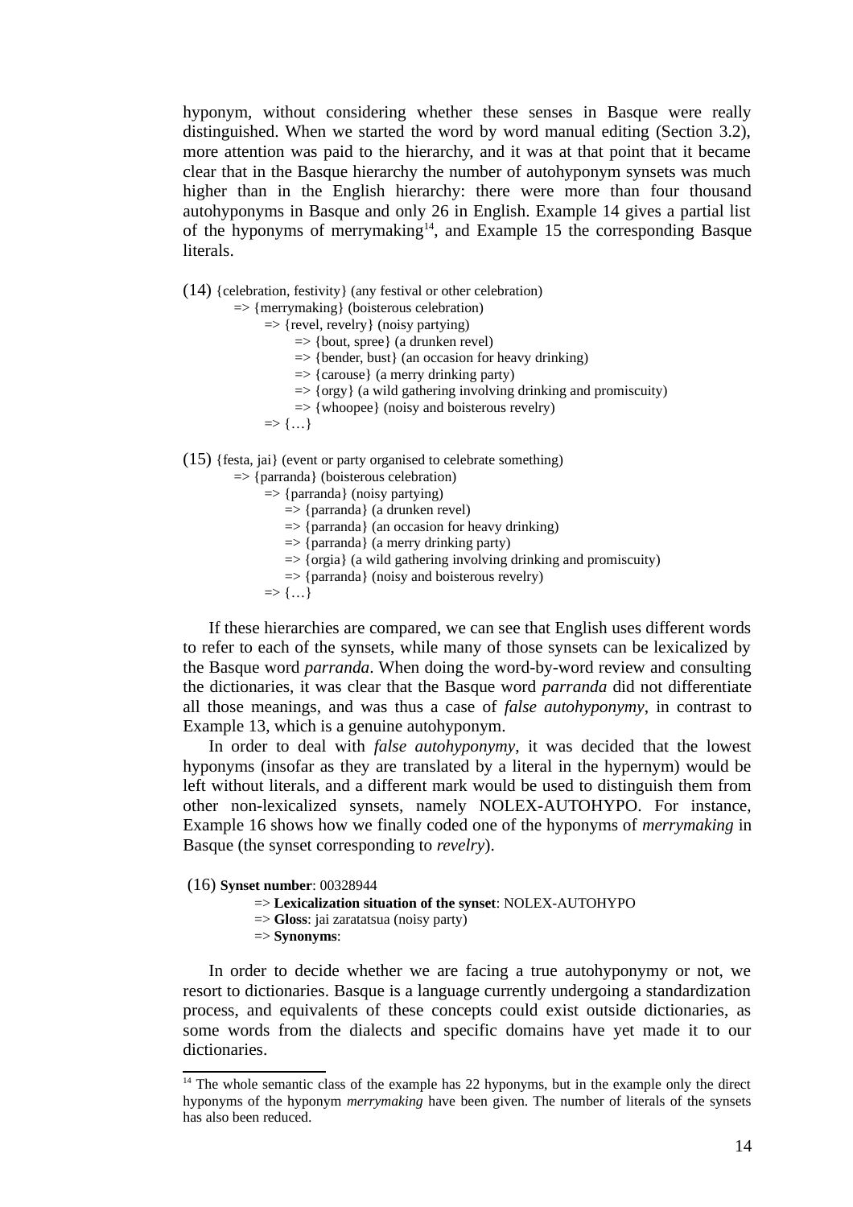hyponym, without considering whether these senses in Basque were really distinguished. When we started the word by word manual editing (Section 3.2), more attention was paid to the hierarchy, and it was at that point that it became clear that in the Basque hierarchy the number of autohyponym synsets was much higher than in the English hierarchy: there were more than four thousand autohyponyms in Basque and only 26 in English. Example 14 gives a partial list of the hyponyms of merrymaking[14], and Example 15 the corresponding Basque literals.

(14) {celebration, festivity} (any festival or other celebration)
- => {merrymaking} (boisterous celebration)
  - => {revel, revelry} (noisy partying)
    - => {bout, spree} (a drunken revel)
    - => {bender, bust} (an occasion for heavy drinking)
    - => {carouse} (a merry drinking party)
    - => {orgy} (a wild gathering involving drinking and promiscuity)
    - => {whoopee} (noisy and boisterous revelry)
  - => {…}

(15) {festa, jai} (event or party organised to celebrate something)
- => {parranda} (boisterous celebration)
  - => {parranda} (noisy partying)
    - => {parranda} (a drunken revel)
    - => {parranda} (an occasion for heavy drinking)
    - => {parranda} (a merry drinking party)
    - => {orgia} (a wild gathering involving drinking and promiscuity)
    - => {parranda} (noisy and boisterous revelry)
  - => {…}

If these hierarchies are compared, we can see that English uses different words to refer to each of the synsets, while many of those synsets can be lexicalized by the Basque word *parranda*. When doing the word-by-word review and consulting the dictionaries, it was clear that the Basque word *parranda* did not differentiate all those meanings, and was thus a case of *false autohyponymy*, in contrast to Example 13, which is a genuine autohyponym.

In order to deal with *false autohyponymy*, it was decided that the lowest hyponyms (insofar as they are translated by a literal in the hypernym) would be left without literals, and a different mark would be used to distinguish them from other non-lexicalized synsets, namely NOLEX-AUTOHYPO. For instance, Example 16 shows how we finally coded one of the hyponyms of *merrymaking* in Basque (the synset corresponding to *revelry*).

(16) **Synset number**: 00328944
- => **Lexicalization situation of the synset**: NOLEX-AUTOHYPO
- => **Gloss**: jai zaratatsua (noisy party)
- => **Synonyms**:

In order to decide whether we are facing a true autohyponymy or not, we resort to dictionaries. Basque is a language currently undergoing a standardization process, and equivalents of these concepts could exist outside dictionaries, as some words from the dialects and specific domains have yet made it to our dictionaries.

[14] The whole semantic class of the example has 22 hyponyms, but in the example only the direct hyponyms of the hyponym *merrymaking* have been given. The number of literals of the synsets has also been reduced.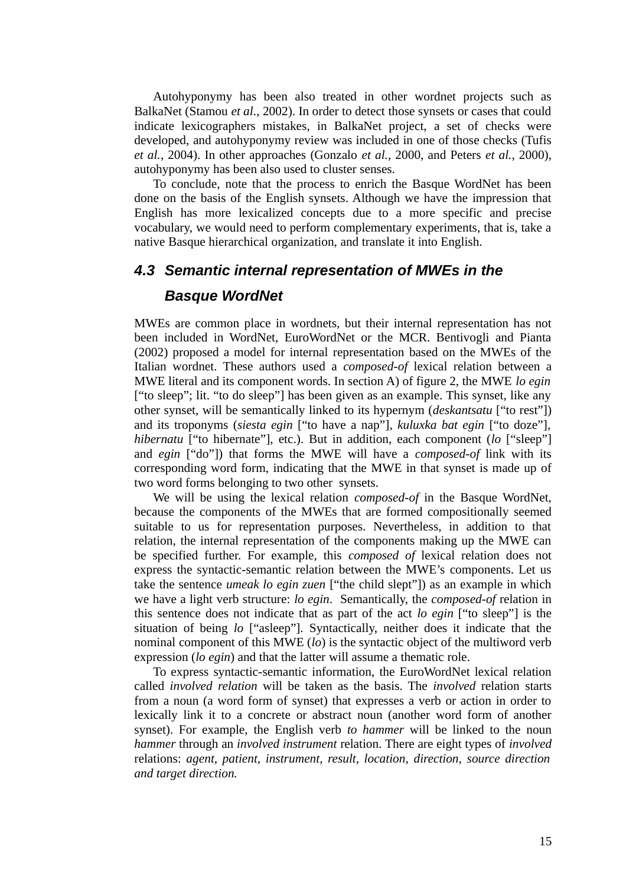Autohyponymy has been also treated in other wordnet projects such as BalkaNet (Stamou *et al*., 2002). In order to detect those synsets or cases that could indicate lexicographers mistakes, in BalkaNet project, a set of checks were developed, and autohyponymy review was included in one of those checks (Tufis *et al.*, 2004). In other approaches (Gonzalo *et al.*, 2000, and Peters *et al.*, 2000), autohyponymy has been also used to cluster senses.

To conclude, note that the process to enrich the Basque WordNet has been done on the basis of the English synsets. Although we have the impression that English has more lexicalized concepts due to a more specific and precise vocabulary, we would need to perform complementary experiments, that is, take a native Basque hierarchical organization, and translate it into English.

### 4.3 Semantic internal representation of MWEs in the Basque WordNet

MWEs are common place in wordnets, but their internal representation has not been included in WordNet, EuroWordNet or the MCR. Bentivogli and Pianta (2002) proposed a model for internal representation based on the MWEs of the Italian wordnet. These authors used a *composed-of* lexical relation between a MWE literal and its component words. In section A) of figure 2, the MWE *lo egin* ["to sleep"; lit. "to do sleep"] has been given as an example. This synset, like any other synset, will be semantically linked to its hypernym (*deskantsatu* ["to rest"]) and its troponyms (*siesta egin* ["to have a nap"], *kuluxka bat egin* ["to doze"], *hibernatu* ["to hibernate"], etc.). But in addition, each component (*lo* ["sleep"] and *egin* ["do"]) that forms the MWE will have a *composed-of* link with its corresponding word form, indicating that the MWE in that synset is made up of two word forms belonging to two other synsets.

We will be using the lexical relation *composed-of* in the Basque WordNet, because the components of the MWEs that are formed compositionally seemed suitable to us for representation purposes. Nevertheless, in addition to that relation, the internal representation of the components making up the MWE can be specified further. For example, this *composed of* lexical relation does not express the syntactic-semantic relation between the MWE's components. Let us take the sentence *umeak lo egin zuen* ["the child slept"]) as an example in which we have a light verb structure: *lo egin*. Semantically, the *composed-of* relation in this sentence does not indicate that as part of the act *lo egin* ["to sleep"] is the situation of being *lo* ["asleep"]. Syntactically, neither does it indicate that the nominal component of this MWE (*lo*) is the syntactic object of the multiword verb expression (*lo egin*) and that the latter will assume a thematic role.

To express syntactic-semantic information, the EuroWordNet lexical relation called *involved relation* will be taken as the basis. The *involved* relation starts from a noun (a word form of synset) that expresses a verb or action in order to lexically link it to a concrete or abstract noun (another word form of another synset). For example, the English verb *to hammer* will be linked to the noun *hammer* through an *involved instrument* relation. There are eight types of *involved* relations: *agent, patient, instrument, result, location, direction, source direction and target direction.*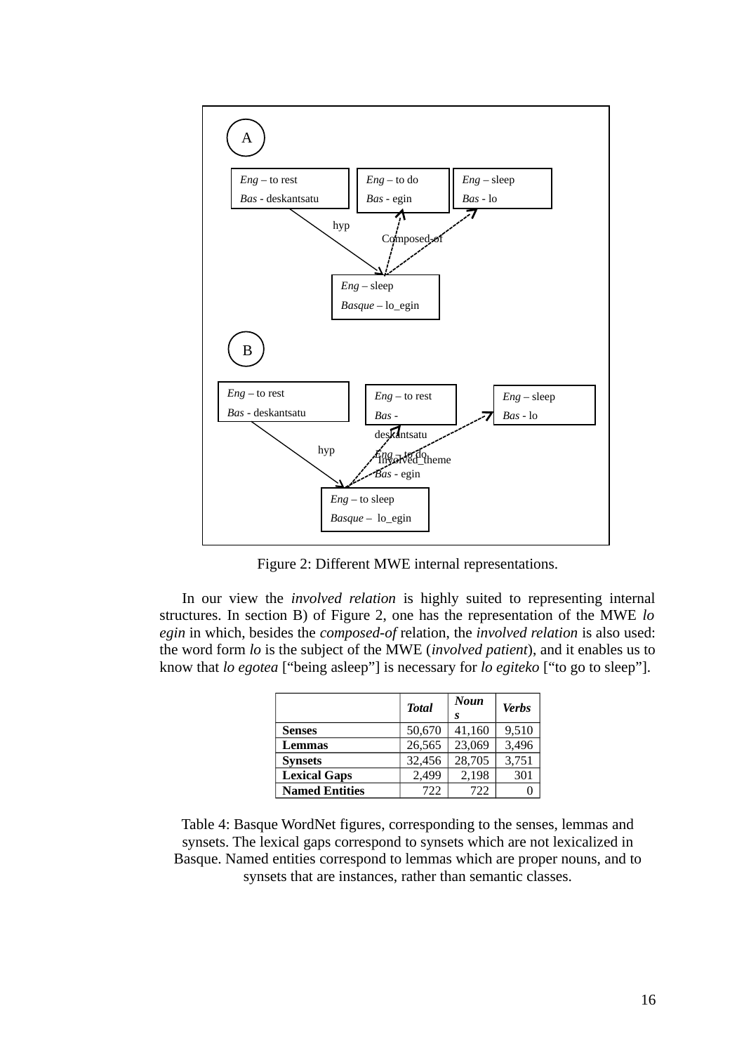A

| *Eng* – to rest<br>*Bas* - deskantsatu | *Eng* – to do<br>*Bas* - egin | *Eng* – sleep<br>*Bas* - lo |
|---|---|---|

hyp

Composed-of

*Eng* – sleep
*Basque* – lo_egin

B

*Eng* – to rest
*Bas* - deskantsatu

*Eng* – to rest
*Bas* - deskantsatu
*Eng* – to do
*Bas* - egin

*Eng* – sleep
*Bas* - lo

hyp

Involved_theme

*Eng* – to sleep
*Basque* – lo_egin

Figure 2: Different MWE internal representations.

In our view the *involved relation* is highly suited to representing internal structures. In section B) of Figure 2, one has the representation of the MWE *lo egin* in which, besides the *composed-of* relation, the *involved relation* is also used: the word form *lo* is the subject of the MWE (*involved patient*), and it enables us to know that *lo egotea* ["being asleep"] is necessary for *lo egiteko* ["to go to sleep"].

| | *Total* | *Nouns* | *Verbs* |
|---|---|---|---|
| **Senses** | 50,670 | 41,160 | 9,510 |
| **Lemmas** | 26,565 | 23,069 | 3,496 |
| **Synsets** | 32,456 | 28,705 | 3,751 |
| **Lexical Gaps** | 2,499 | 2,198 | 301 |
| **Named Entities** | 722 | 722 | 0 |

Table 4: Basque WordNet figures, corresponding to the senses, lemmas and synsets. The lexical gaps correspond to synsets which are not lexicalized in Basque. Named entities correspond to lemmas which are proper nouns, and to synsets that are instances, rather than semantic classes.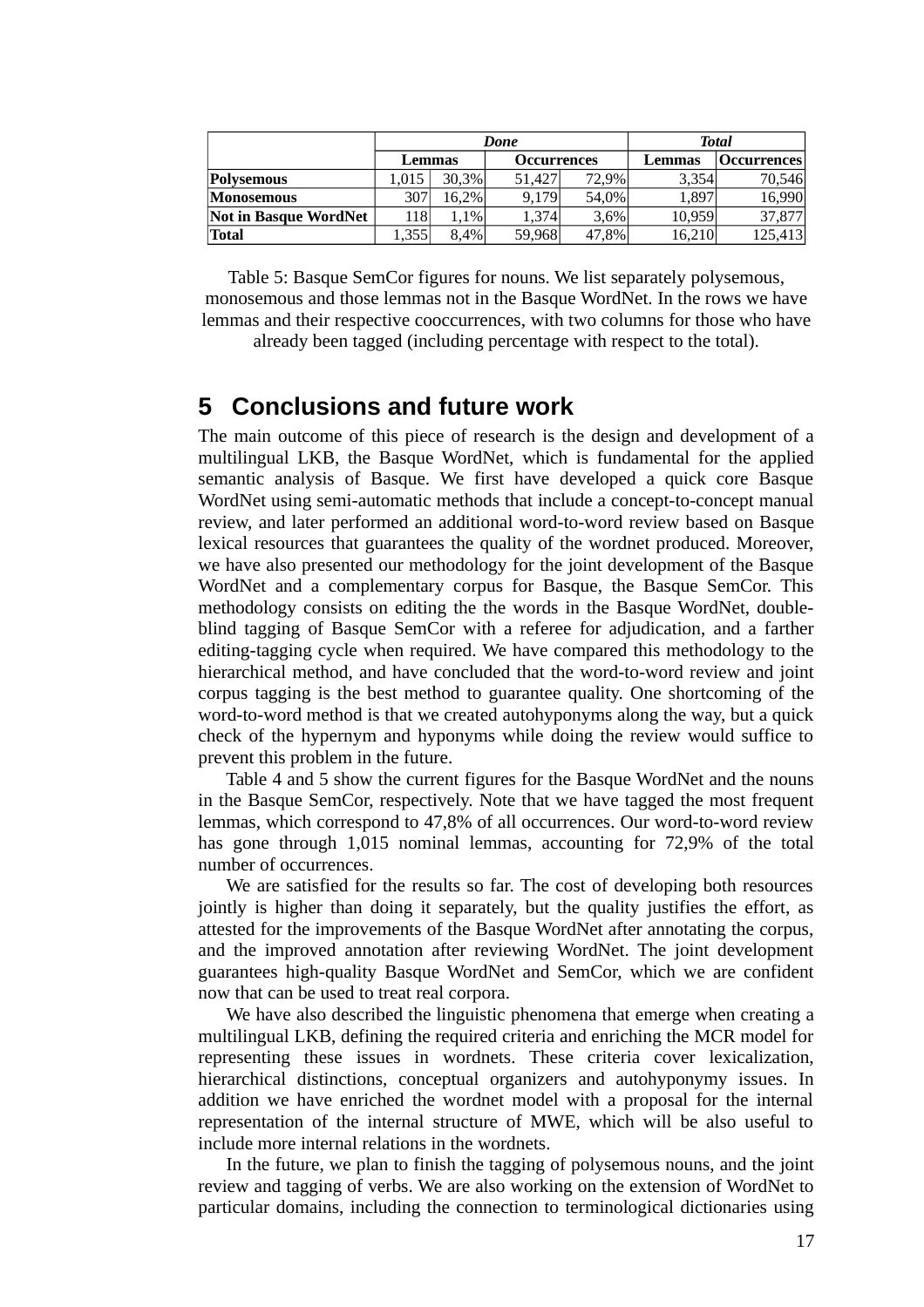| | *Done* | | | | *Total* | |
|---|---|---|---|---|---|---|
| | **Lemmas** | | **Occurrences** | | **Lemmas** | **Occurrences** |
| **Polysemous** | 1,015 | 30,3% | 51,427 | 72,9% | 3,354 | 70,546 |
| **Monosemous** | 307 | 16,2% | 9,179 | 54,0% | 1,897 | 16,990 |
| **Not in Basque WordNet** | 118 | 1,1% | 1,374 | 3,6% | 10,959 | 37,877 |
| **Total** | 1,355 | 8,4% | 59,968 | 47,8% | 16,210 | 125,413 |

Table 5: Basque SemCor figures for nouns. We list separately polysemous, monosemous and those lemmas not in the Basque WordNet. In the rows we have lemmas and their respective cooccurrences, with two columns for those who have already been tagged (including percentage with respect to the total).

## 5 Conclusions and future work

The main outcome of this piece of research is the design and development of a multilingual LKB, the Basque WordNet, which is fundamental for the applied semantic analysis of Basque. We first have developed a quick core Basque WordNet using semi-automatic methods that include a concept-to-concept manual review, and later performed an additional word-to-word review based on Basque lexical resources that guarantees the quality of the wordnet produced. Moreover, we have also presented our methodology for the joint development of the Basque WordNet and a complementary corpus for Basque, the Basque SemCor. This methodology consists on editing the the words in the Basque WordNet, double-blind tagging of Basque SemCor with a referee for adjudication, and a farther editing-tagging cycle when required. We have compared this methodology to the hierarchical method, and have concluded that the word-to-word review and joint corpus tagging is the best method to guarantee quality. One shortcoming of the word-to-word method is that we created autohyponyms along the way, but a quick check of the hypernym and hyponyms while doing the review would suffice to prevent this problem in the future.

Table 4 and 5 show the current figures for the Basque WordNet and the nouns in the Basque SemCor, respectively. Note that we have tagged the most frequent lemmas, which correspond to 47,8% of all occurrences. Our word-to-word review has gone through 1,015 nominal lemmas, accounting for 72,9% of the total number of occurrences.

We are satisfied for the results so far. The cost of developing both resources jointly is higher than doing it separately, but the quality justifies the effort, as attested for the improvements of the Basque WordNet after annotating the corpus, and the improved annotation after reviewing WordNet. The joint development guarantees high-quality Basque WordNet and SemCor, which we are confident now that can be used to treat real corpora.

We have also described the linguistic phenomena that emerge when creating a multilingual LKB, defining the required criteria and enriching the MCR model for representing these issues in wordnets. These criteria cover lexicalization, hierarchical distinctions, conceptual organizers and autohyponymy issues. In addition we have enriched the wordnet model with a proposal for the internal representation of the internal structure of MWE, which will be also useful to include more internal relations in the wordnets.

In the future, we plan to finish the tagging of polysemous nouns, and the joint review and tagging of verbs. We are also working on the extension of WordNet to particular domains, including the connection to terminological dictionaries using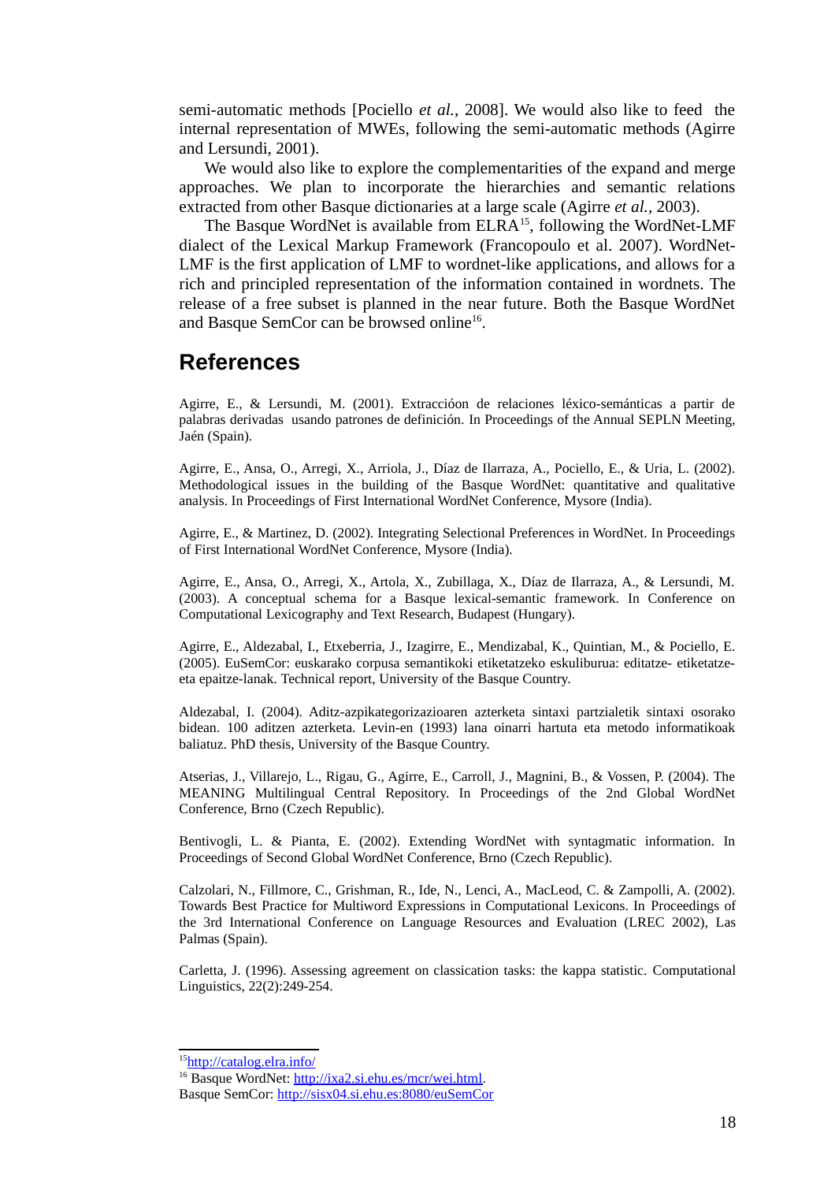semi-automatic methods [Pociello *et al.*, 2008]. We would also like to feed the internal representation of MWEs, following the semi-automatic methods (Agirre and Lersundi, 2001).

We would also like to explore the complementarities of the expand and merge approaches. We plan to incorporate the hierarchies and semantic relations extracted from other Basque dictionaries at a large scale (Agirre *et al.*, 2003).

The Basque WordNet is available from ELRA[15], following the WordNet-LMF dialect of the Lexical Markup Framework (Francopoulo et al. 2007). WordNet-LMF is the first application of LMF to wordnet-like applications, and allows for a rich and principled representation of the information contained in wordnets. The release of a free subset is planned in the near future. Both the Basque WordNet and Basque SemCor can be browsed online[16].

## References

Agirre, E., & Lersundi, M. (2001). Extraccióon de relaciones léxico-semánticas a partir de palabras derivadas usando patrones de definición. In Proceedings of the Annual SEPLN Meeting, Jaén (Spain).

Agirre, E., Ansa, O., Arregi, X., Arriola, J., Díaz de Ilarraza, A., Pociello, E., & Uria, L. (2002). Methodological issues in the building of the Basque WordNet: quantitative and qualitative analysis. In Proceedings of First International WordNet Conference, Mysore (India).

Agirre, E., & Martinez, D. (2002). Integrating Selectional Preferences in WordNet. In Proceedings of First International WordNet Conference, Mysore (India).

Agirre, E., Ansa, O., Arregi, X., Artola, X., Zubillaga, X., Díaz de Ilarraza, A., & Lersundi, M. (2003). A conceptual schema for a Basque lexical-semantic framework. In Conference on Computational Lexicography and Text Research, Budapest (Hungary).

Agirre, E., Aldezabal, I., Etxeberria, J., Izagirre, E., Mendizabal, K., Quintian, M., & Pociello, E. (2005). EuSemCor: euskarako corpusa semantikoki etiketatzeko eskuliburua: editatze- etiketatze-eta epaitze-lanak. Technical report, University of the Basque Country.

Aldezabal, I. (2004). Aditz-azpikategorizazioaren azterketa sintaxi partzialetik sintaxi osorako bidean. 100 aditzen azterketa. Levin-en (1993) lana oinarri hartuta eta metodo informatikoak baliatuz. PhD thesis, University of the Basque Country.

Atserias, J., Villarejo, L., Rigau, G., Agirre, E., Carroll, J., Magnini, B., & Vossen, P. (2004). The MEANING Multilingual Central Repository. In Proceedings of the 2nd Global WordNet Conference, Brno (Czech Republic).

Bentivogli, L. & Pianta, E. (2002). Extending WordNet with syntagmatic information. In Proceedings of Second Global WordNet Conference, Brno (Czech Republic).

Calzolari, N., Fillmore, C., Grishman, R., Ide, N., Lenci, A., MacLeod, C. & Zampolli, A. (2002). Towards Best Practice for Multiword Expressions in Computational Lexicons. In Proceedings of the 3rd International Conference on Language Resources and Evaluation (LREC 2002), Las Palmas (Spain).

Carletta, J. (1996). Assessing agreement on classication tasks: the kappa statistic. Computational Linguistics, 22(2):249-254.

---

[15] http://catalog.elra.info/

[16] Basque WordNet: http://ixa2.si.ehu.es/mcr/wei.html.
Basque SemCor: http://sisx04.si.ehu.es:8080/euSemCor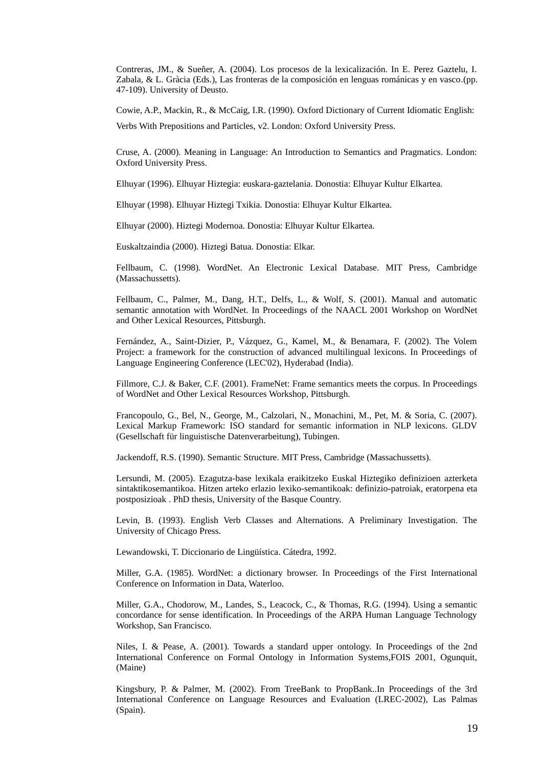Contreras, JM., & Sueñer, A. (2004). Los procesos de la lexicalización. In E. Perez Gaztelu, I. Zabala, & L. Gràcia (Eds.), Las fronteras de la composición en lenguas románicas y en vasco.(pp. 47-109). University of Deusto.

Cowie, A.P., Mackin, R., & McCaig, I.R. (1990). Oxford Dictionary of Current Idiomatic English: Verbs With Prepositions and Particles, v2. London: Oxford University Press.

Cruse, A. (2000). Meaning in Language: An Introduction to Semantics and Pragmatics. London: Oxford University Press.

Elhuyar (1996). Elhuyar Hiztegia: euskara-gaztelania. Donostia: Elhuyar Kultur Elkartea.

Elhuyar (1998). Elhuyar Hiztegi Txikia. Donostia: Elhuyar Kultur Elkartea.

Elhuyar (2000). Hiztegi Modernoa. Donostia: Elhuyar Kultur Elkartea.

Euskaltzaindia (2000). Hiztegi Batua. Donostia: Elkar.

Fellbaum, C. (1998). WordNet. An Electronic Lexical Database. MIT Press, Cambridge (Massachussetts).

Fellbaum, C., Palmer, M., Dang, H.T., Delfs, L., & Wolf, S. (2001). Manual and automatic semantic annotation with WordNet. In Proceedings of the NAACL 2001 Workshop on WordNet and Other Lexical Resources, Pittsburgh.

Fernández, A., Saint-Dizier, P., Vázquez, G., Kamel, M., & Benamara, F. (2002). The Volem Project: a framework for the construction of advanced multilingual lexicons. In Proceedings of Language Engineering Conference (LEC'02), Hyderabad (India).

Fillmore, C.J. & Baker, C.F. (2001). FrameNet: Frame semantics meets the corpus. In Proceedings of WordNet and Other Lexical Resources Workshop, Pittsburgh.

Francopoulo, G., Bel, N., George, M., Calzolari, N., Monachini, M., Pet, M. & Soria, C. (2007). Lexical Markup Framework: ISO standard for semantic information in NLP lexicons. GLDV (Gesellschaft für linguistische Datenverarbeitung), Tubingen.

Jackendoff, R.S. (1990). Semantic Structure. MIT Press, Cambridge (Massachussetts).

Lersundi, M. (2005). Ezagutza-base lexikala eraikitzeko Euskal Hiztegiko definizioen azterketa sintaktikosemantikoa. Hitzen arteko erlazio lexiko-semantikoak: definizio-patroiak, eratorpena eta postposizioak . PhD thesis, University of the Basque Country.

Levin, B. (1993). English Verb Classes and Alternations. A Preliminary Investigation. The University of Chicago Press.

Lewandowski, T. Diccionario de Lingüística. Cátedra, 1992.

Miller, G.A. (1985). WordNet: a dictionary browser. In Proceedings of the First International Conference on Information in Data, Waterloo.

Miller, G.A., Chodorow, M., Landes, S., Leacock, C., & Thomas, R.G. (1994). Using a semantic concordance for sense identification. In Proceedings of the ARPA Human Language Technology Workshop, San Francisco.

Niles, I. & Pease, A. (2001). Towards a standard upper ontology. In Proceedings of the 2nd International Conference on Formal Ontology in Information Systems,FOIS 2001, Ogunquit, (Maine)

Kingsbury, P. & Palmer, M. (2002). From TreeBank to PropBank..In Proceedings of the 3rd International Conference on Language Resources and Evaluation (LREC-2002), Las Palmas (Spain).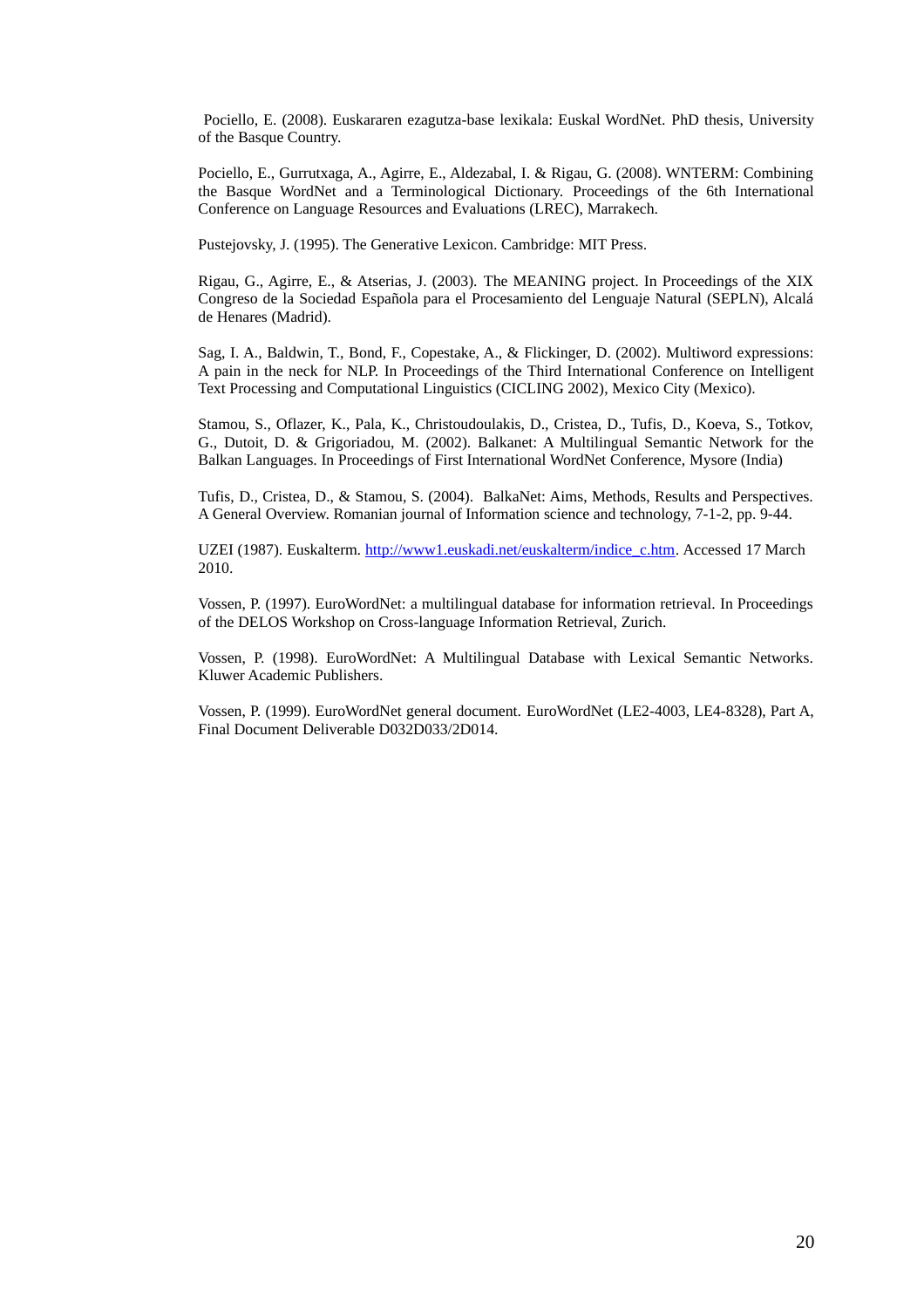Pociello, E. (2008). Euskararen ezagutza-base lexikala: Euskal WordNet. PhD thesis, University of the Basque Country.

Pociello, E., Gurrutxaga, A., Agirre, E., Aldezabal, I. & Rigau, G. (2008). WNTERM: Combining the Basque WordNet and a Terminological Dictionary. Proceedings of the 6th International Conference on Language Resources and Evaluations (LREC), Marrakech.

Pustejovsky, J. (1995). The Generative Lexicon. Cambridge: MIT Press.

Rigau, G., Agirre, E., & Atserias, J. (2003). The MEANING project. In Proceedings of the XIX Congreso de la Sociedad Española para el Procesamiento del Lenguaje Natural (SEPLN), Alcalá de Henares (Madrid).

Sag, I. A., Baldwin, T., Bond, F., Copestake, A., & Flickinger, D. (2002). Multiword expressions: A pain in the neck for NLP. In Proceedings of the Third International Conference on Intelligent Text Processing and Computational Linguistics (CICLING 2002), Mexico City (Mexico).

Stamou, S., Oflazer, K., Pala, K., Christoudoulakis, D., Cristea, D., Tufis, D., Koeva, S., Totkov, G., Dutoit, D. & Grigoriadou, M. (2002). Balkanet: A Multilingual Semantic Network for the Balkan Languages. In Proceedings of First International WordNet Conference, Mysore (India)

Tufis, D., Cristea, D., & Stamou, S. (2004). BalkaNet: Aims, Methods, Results and Perspectives. A General Overview. Romanian journal of Information science and technology, 7-1-2, pp. 9-44.

UZEI (1987). Euskalterm. [http://www1.euskadi.net/euskalterm/indice_c.htm](http://www1.euskadi.net/euskalterm/indice_c.htm). Accessed 17 March 2010.

Vossen, P. (1997). EuroWordNet: a multilingual database for information retrieval. In Proceedings of the DELOS Workshop on Cross-language Information Retrieval, Zurich.

Vossen, P. (1998). EuroWordNet: A Multilingual Database with Lexical Semantic Networks. Kluwer Academic Publishers.

Vossen, P. (1999). EuroWordNet general document. EuroWordNet (LE2-4003, LE4-8328), Part A, Final Document Deliverable D032D033/2D014.